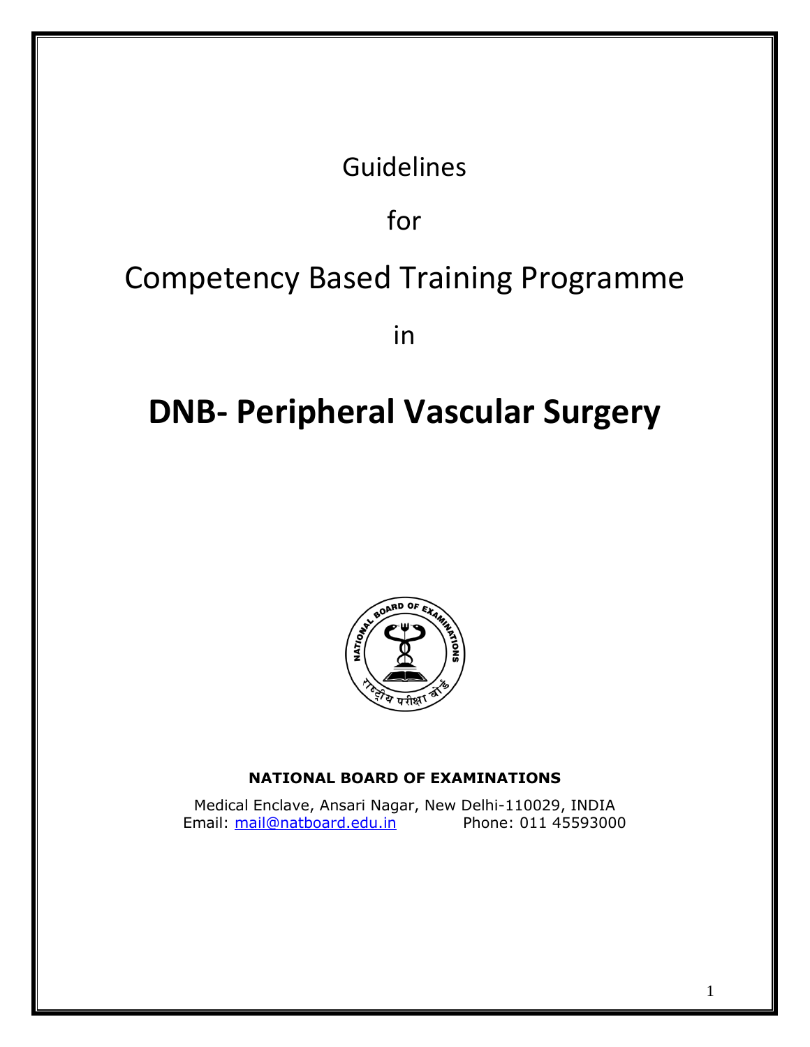Guidelines

for

Competency Based Training Programme

in

# DNB- Peripheral Vascular Surgery

**NATIONAL BOARD OF EXAMINATIONS**

Medical Enclave, Ansari Nagar, New Delhi-110029, INDIA
Email: mail@natboard.edu.in Phone: 011 45593000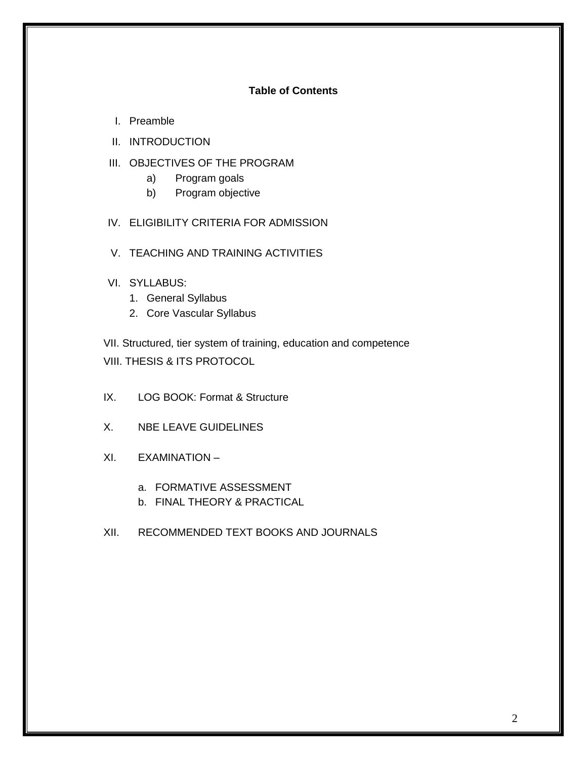## Table of Contents

I. Preamble

II. INTRODUCTION

III. OBJECTIVES OF THE PROGRAM
   - a) Program goals
   - b) Program objective

IV. ELIGIBILITY CRITERIA FOR ADMISSION

V. TEACHING AND TRAINING ACTIVITIES

VI. SYLLABUS:
   1. General Syllabus
   2. Core Vascular Syllabus

VII. Structured, tier system of training, education and competence

VIII. THESIS & ITS PROTOCOL

IX. LOG BOOK: Format & Structure

X. NBE LEAVE GUIDELINES

XI. EXAMINATION –
   - a. FORMATIVE ASSESSMENT
   - b. FINAL THEORY & PRACTICAL

XII. RECOMMENDED TEXT BOOKS AND JOURNALS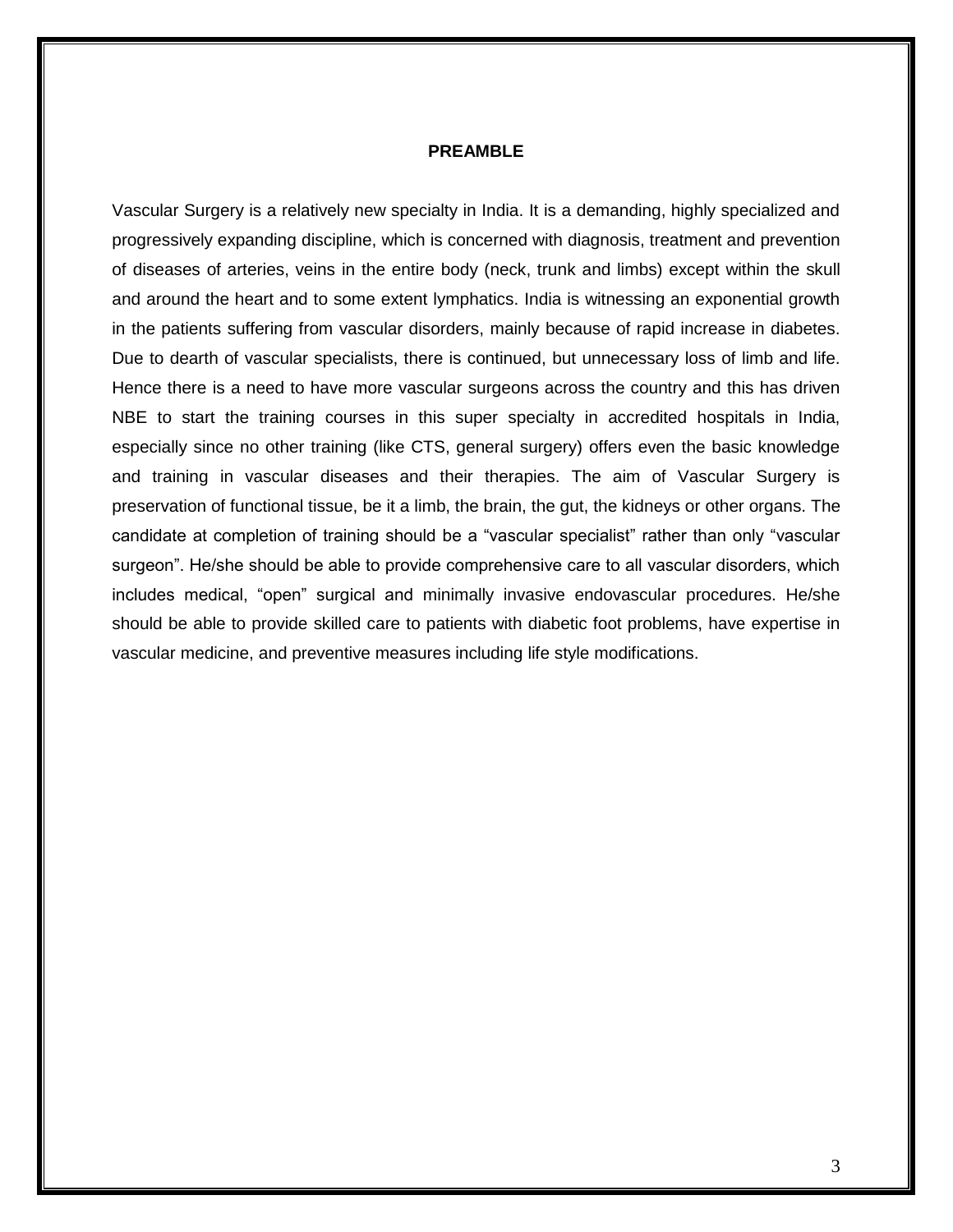## PREAMBLE

Vascular Surgery is a relatively new specialty in India. It is a demanding, highly specialized and progressively expanding discipline, which is concerned with diagnosis, treatment and prevention of diseases of arteries, veins in the entire body (neck, trunk and limbs) except within the skull and around the heart and to some extent lymphatics. India is witnessing an exponential growth in the patients suffering from vascular disorders, mainly because of rapid increase in diabetes. Due to dearth of vascular specialists, there is continued, but unnecessary loss of limb and life. Hence there is a need to have more vascular surgeons across the country and this has driven NBE to start the training courses in this super specialty in accredited hospitals in India, especially since no other training (like CTS, general surgery) offers even the basic knowledge and training in vascular diseases and their therapies. The aim of Vascular Surgery is preservation of functional tissue, be it a limb, the brain, the gut, the kidneys or other organs. The candidate at completion of training should be a "vascular specialist" rather than only "vascular surgeon". He/she should be able to provide comprehensive care to all vascular disorders, which includes medical, "open" surgical and minimally invasive endovascular procedures. He/she should be able to provide skilled care to patients with diabetic foot problems, have expertise in vascular medicine, and preventive measures including life style modifications.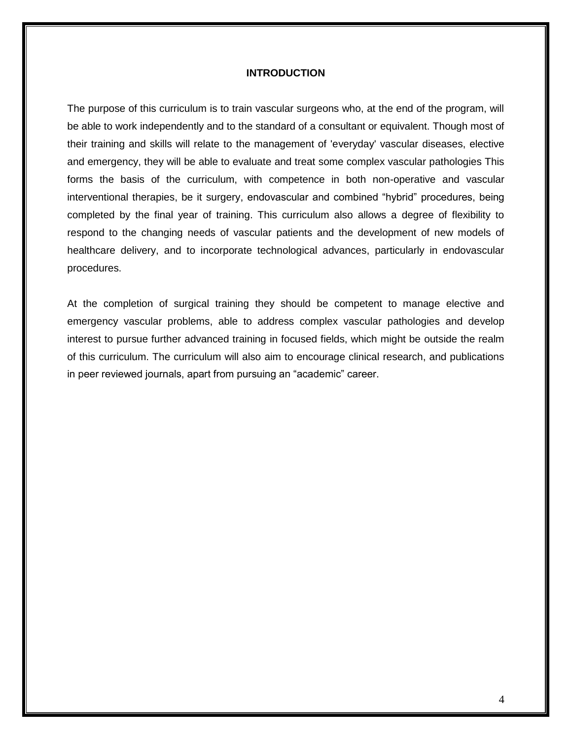# INTRODUCTION

The purpose of this curriculum is to train vascular surgeons who, at the end of the program, will be able to work independently and to the standard of a consultant or equivalent. Though most of their training and skills will relate to the management of 'everyday' vascular diseases, elective and emergency, they will be able to evaluate and treat some complex vascular pathologies This forms the basis of the curriculum, with competence in both non-operative and vascular interventional therapies, be it surgery, endovascular and combined “hybrid” procedures, being completed by the final year of training. This curriculum also allows a degree of flexibility to respond to the changing needs of vascular patients and the development of new models of healthcare delivery, and to incorporate technological advances, particularly in endovascular procedures.

At the completion of surgical training they should be competent to manage elective and emergency vascular problems, able to address complex vascular pathologies and develop interest to pursue further advanced training in focused fields, which might be outside the realm of this curriculum. The curriculum will also aim to encourage clinical research, and publications in peer reviewed journals, apart from pursuing an “academic” career.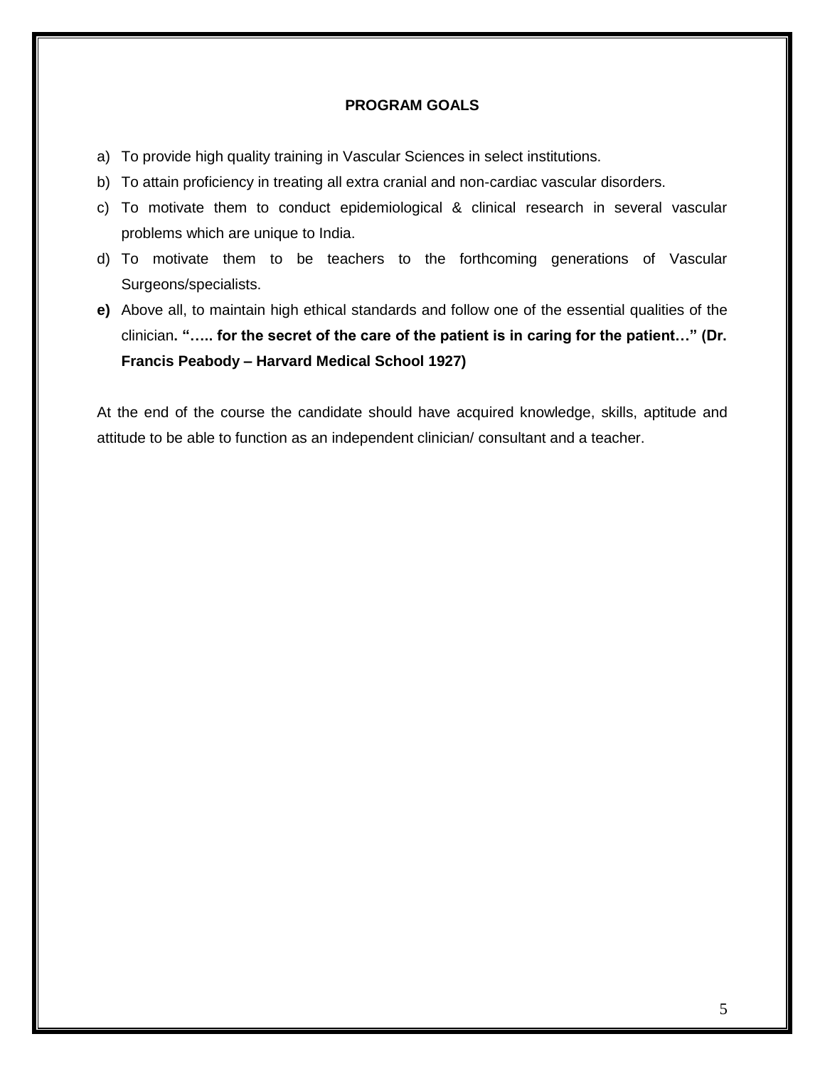## PROGRAM GOALS

a) To provide high quality training in Vascular Sciences in select institutions.

b) To attain proficiency in treating all extra cranial and non-cardiac vascular disorders.

c) To motivate them to conduct epidemiological & clinical research in several vascular problems which are unique to India.

d) To motivate them to be teachers to the forthcoming generations of Vascular Surgeons/specialists.

**e)** Above all, to maintain high ethical standards and follow one of the essential qualities of the clinician**. "….. for the secret of the care of the patient is in caring for the patient…" (Dr. Francis Peabody – Harvard Medical School 1927)**

At the end of the course the candidate should have acquired knowledge, skills, aptitude and attitude to be able to function as an independent clinician/ consultant and a teacher.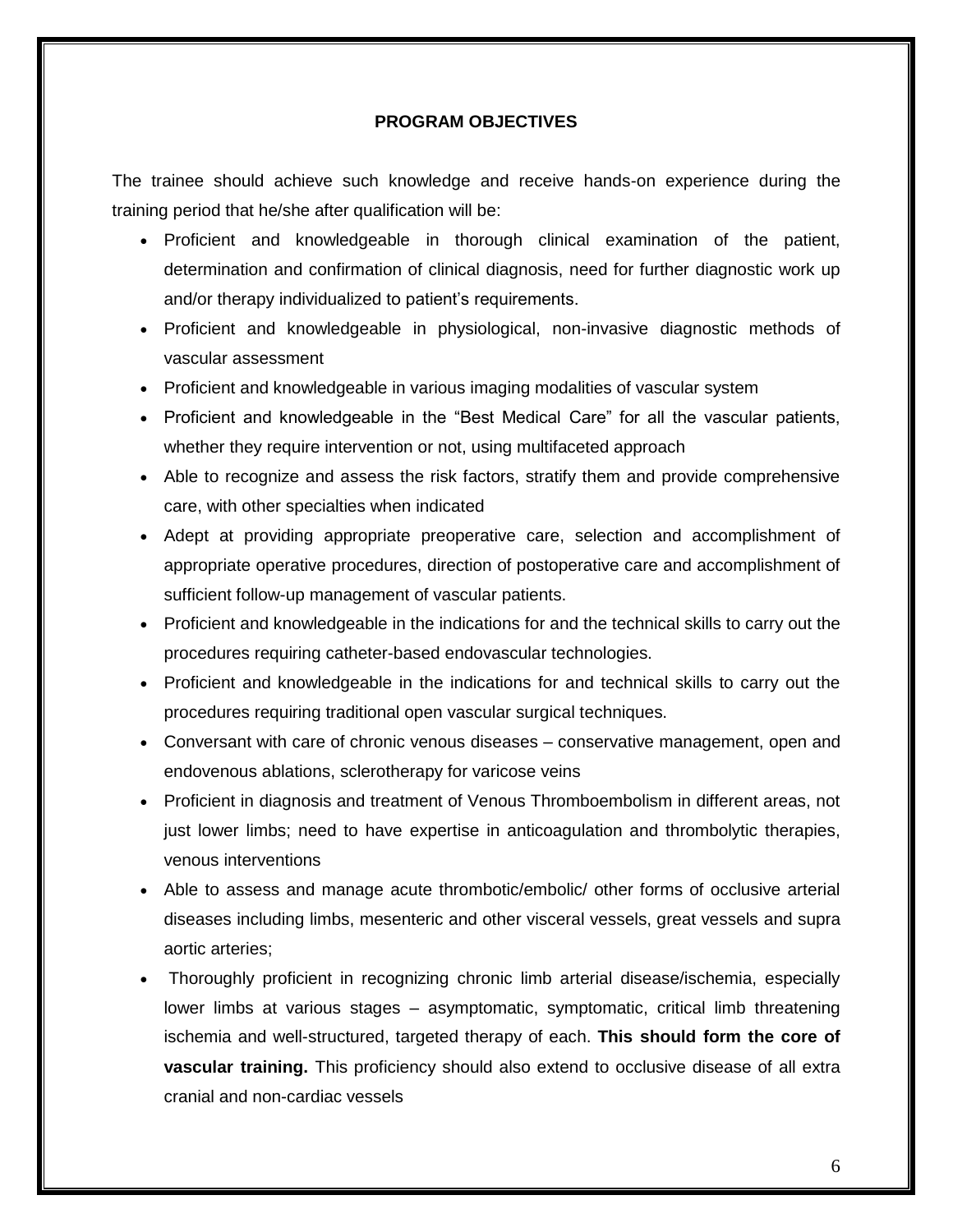## PROGRAM OBJECTIVES

The trainee should achieve such knowledge and receive hands-on experience during the training period that he/she after qualification will be:

- Proficient and knowledgeable in thorough clinical examination of the patient, determination and confirmation of clinical diagnosis, need for further diagnostic work up and/or therapy individualized to patient's requirements.
- Proficient and knowledgeable in physiological, non-invasive diagnostic methods of vascular assessment
- Proficient and knowledgeable in various imaging modalities of vascular system
- Proficient and knowledgeable in the "Best Medical Care" for all the vascular patients, whether they require intervention or not, using multifaceted approach
- Able to recognize and assess the risk factors, stratify them and provide comprehensive care, with other specialties when indicated
- Adept at providing appropriate preoperative care, selection and accomplishment of appropriate operative procedures, direction of postoperative care and accomplishment of sufficient follow-up management of vascular patients.
- Proficient and knowledgeable in the indications for and the technical skills to carry out the procedures requiring catheter-based endovascular technologies.
- Proficient and knowledgeable in the indications for and technical skills to carry out the procedures requiring traditional open vascular surgical techniques.
- Conversant with care of chronic venous diseases – conservative management, open and endovenous ablations, sclerotherapy for varicose veins
- Proficient in diagnosis and treatment of Venous Thromboembolism in different areas, not just lower limbs; need to have expertise in anticoagulation and thrombolytic therapies, venous interventions
- Able to assess and manage acute thrombotic/embolic/ other forms of occlusive arterial diseases including limbs, mesenteric and other visceral vessels, great vessels and supra aortic arteries;
- Thoroughly proficient in recognizing chronic limb arterial disease/ischemia, especially lower limbs at various stages – asymptomatic, symptomatic, critical limb threatening ischemia and well-structured, targeted therapy of each. **This should form the core of vascular training.** This proficiency should also extend to occlusive disease of all extra cranial and non-cardiac vessels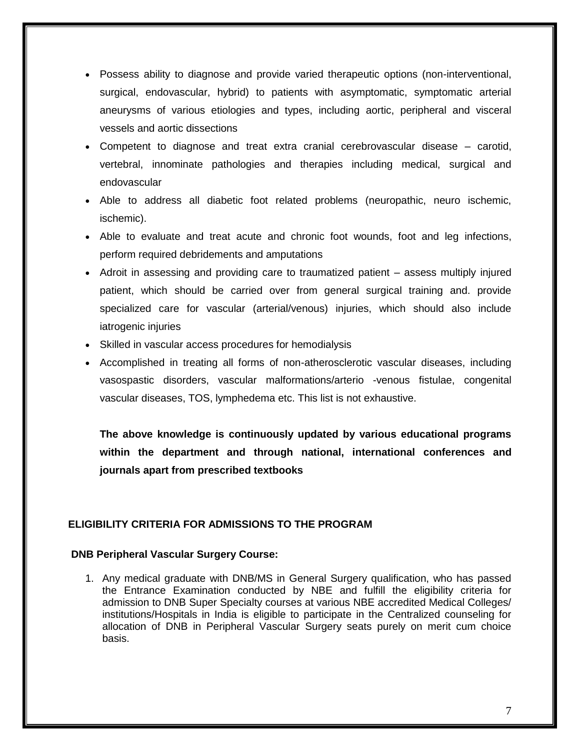- Possess ability to diagnose and provide varied therapeutic options (non-interventional, surgical, endovascular, hybrid) to patients with asymptomatic, symptomatic arterial aneurysms of various etiologies and types, including aortic, peripheral and visceral vessels and aortic dissections
- Competent to diagnose and treat extra cranial cerebrovascular disease – carotid, vertebral, innominate pathologies and therapies including medical, surgical and endovascular
- Able to address all diabetic foot related problems (neuropathic, neuro ischemic, ischemic).
- Able to evaluate and treat acute and chronic foot wounds, foot and leg infections, perform required debridements and amputations
- Adroit in assessing and providing care to traumatized patient – assess multiply injured patient, which should be carried over from general surgical training and. provide specialized care for vascular (arterial/venous) injuries, which should also include iatrogenic injuries
- Skilled in vascular access procedures for hemodialysis
- Accomplished in treating all forms of non-atherosclerotic vascular diseases, including vasospastic disorders, vascular malformations/arterio -venous fistulae, congenital vascular diseases, TOS, lymphedema etc. This list is not exhaustive.

**The above knowledge is continuously updated by various educational programs within the department and through national, international conferences and journals apart from prescribed textbooks**

## ELIGIBILITY CRITERIA FOR ADMISSIONS TO THE PROGRAM

### DNB Peripheral Vascular Surgery Course:

1. Any medical graduate with DNB/MS in General Surgery qualification, who has passed the Entrance Examination conducted by NBE and fulfill the eligibility criteria for admission to DNB Super Specialty courses at various NBE accredited Medical Colleges/ institutions/Hospitals in India is eligible to participate in the Centralized counseling for allocation of DNB in Peripheral Vascular Surgery seats purely on merit cum choice basis.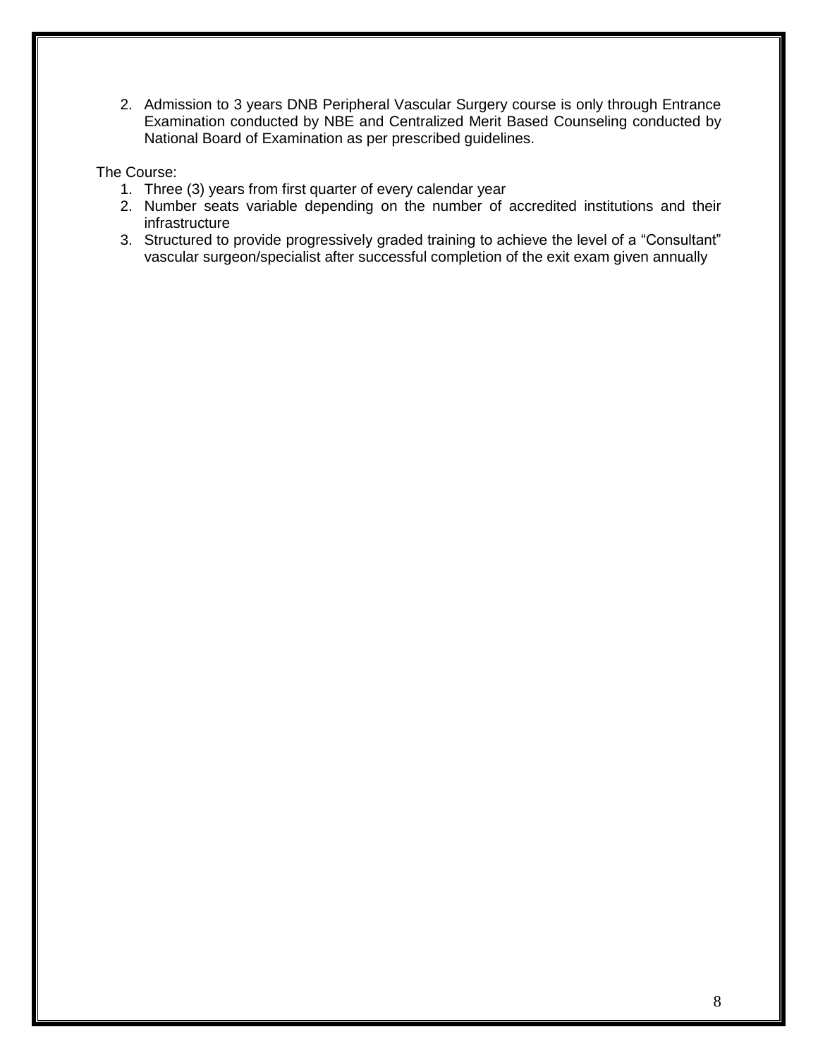2. Admission to 3 years DNB Peripheral Vascular Surgery course is only through Entrance Examination conducted by NBE and Centralized Merit Based Counseling conducted by National Board of Examination as per prescribed guidelines.

The Course:

1. Three (3) years from first quarter of every calendar year
2. Number seats variable depending on the number of accredited institutions and their infrastructure
3. Structured to provide progressively graded training to achieve the level of a "Consultant" vascular surgeon/specialist after successful completion of the exit exam given annually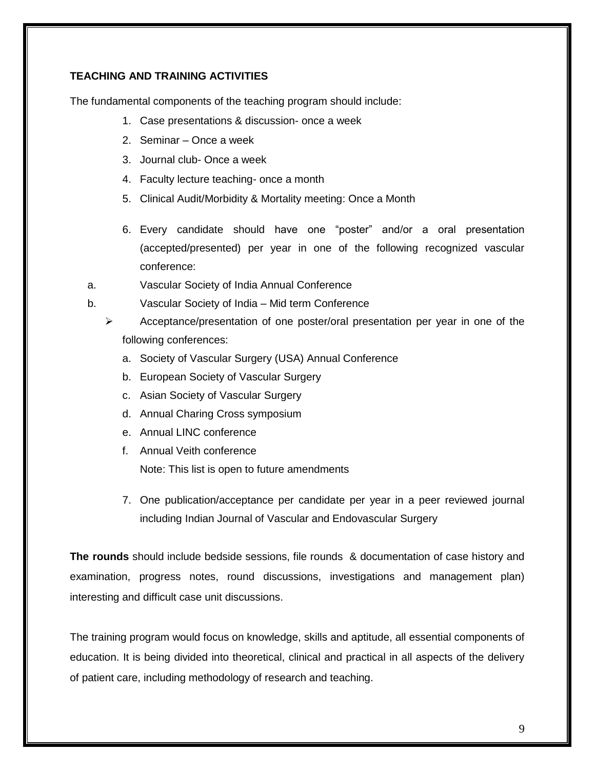**TEACHING AND TRAINING ACTIVITIES**

The fundamental components of the teaching program should include:

1. Case presentations & discussion- once a week
2. Seminar – Once a week
3. Journal club- Once a week
4. Faculty lecture teaching- once a month
5. Clinical Audit/Morbidity & Mortality meeting: Once a Month
6. Every candidate should have one “poster” and/or a oral presentation (accepted/presented) per year in one of the following recognized vascular conference:

a. Vascular Society of India Annual Conference

b. Vascular Society of India – Mid term Conference

- Acceptance/presentation of one poster/oral presentation per year in one of the following conferences:
    a. Society of Vascular Surgery (USA) Annual Conference
    b. European Society of Vascular Surgery
    c. Asian Society of Vascular Surgery
    d. Annual Charing Cross symposium
    e. Annual LINC conference
    f. Annual Veith conference

    Note: This list is open to future amendments

7. One publication/acceptance per candidate per year in a peer reviewed journal including Indian Journal of Vascular and Endovascular Surgery

**The rounds** should include bedside sessions, file rounds & documentation of case history and examination, progress notes, round discussions, investigations and management plan) interesting and difficult case unit discussions.

The training program would focus on knowledge, skills and aptitude, all essential components of education. It is being divided into theoretical, clinical and practical in all aspects of the delivery of patient care, including methodology of research and teaching.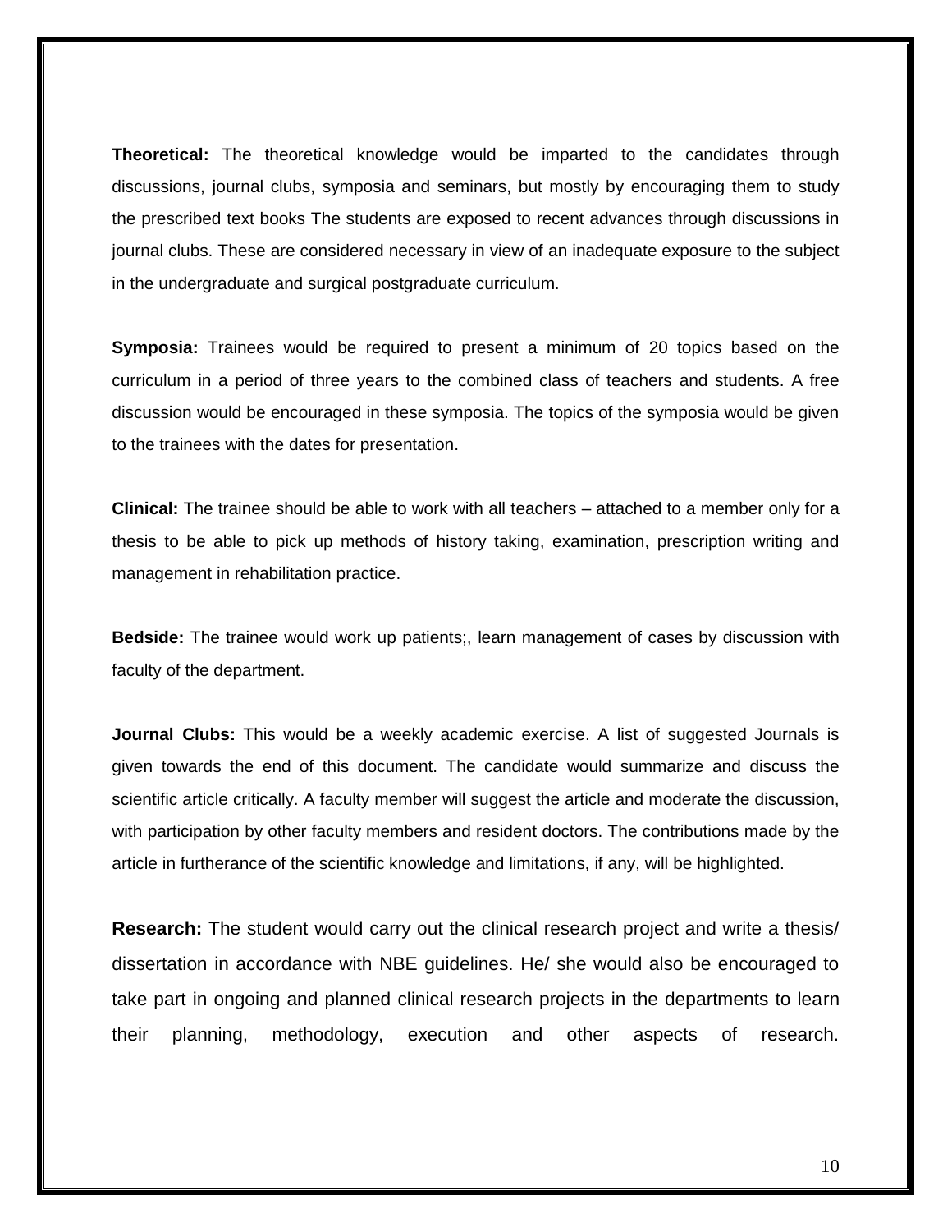**Theoretical:** The theoretical knowledge would be imparted to the candidates through discussions, journal clubs, symposia and seminars, but mostly by encouraging them to study the prescribed text books The students are exposed to recent advances through discussions in journal clubs. These are considered necessary in view of an inadequate exposure to the subject in the undergraduate and surgical postgraduate curriculum.

**Symposia:** Trainees would be required to present a minimum of 20 topics based on the curriculum in a period of three years to the combined class of teachers and students. A free discussion would be encouraged in these symposia. The topics of the symposia would be given to the trainees with the dates for presentation.

**Clinical:** The trainee should be able to work with all teachers – attached to a member only for a thesis to be able to pick up methods of history taking, examination, prescription writing and management in rehabilitation practice.

**Bedside:** The trainee would work up patients;, learn management of cases by discussion with faculty of the department.

**Journal Clubs:** This would be a weekly academic exercise. A list of suggested Journals is given towards the end of this document. The candidate would summarize and discuss the scientific article critically. A faculty member will suggest the article and moderate the discussion, with participation by other faculty members and resident doctors. The contributions made by the article in furtherance of the scientific knowledge and limitations, if any, will be highlighted.

**Research:** The student would carry out the clinical research project and write a thesis/ dissertation in accordance with NBE guidelines. He/ she would also be encouraged to take part in ongoing and planned clinical research projects in the departments to learn their planning, methodology, execution and other aspects of research.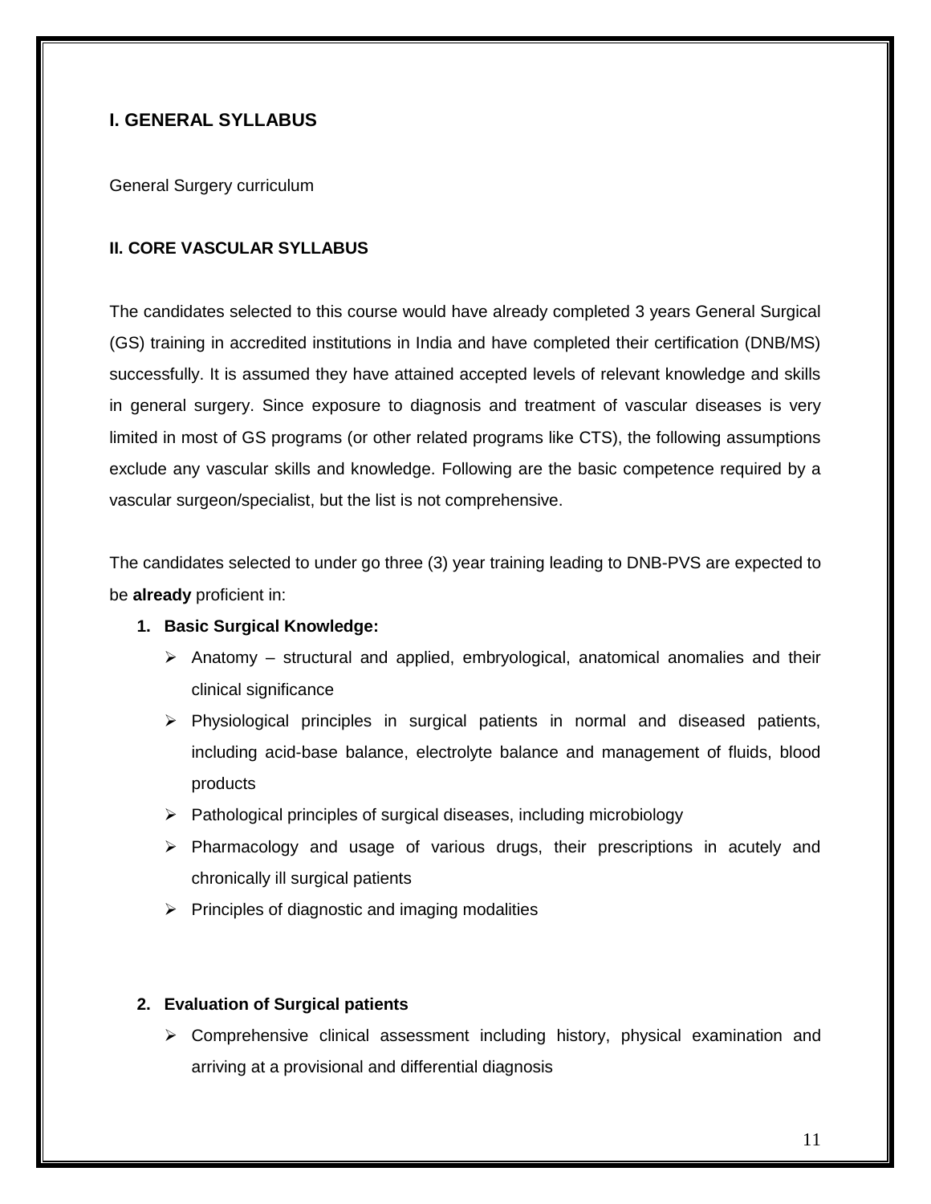## I. GENERAL SYLLABUS

General Surgery curriculum

### II. CORE VASCULAR SYLLABUS

The candidates selected to this course would have already completed 3 years General Surgical (GS) training in accredited institutions in India and have completed their certification (DNB/MS) successfully. It is assumed they have attained accepted levels of relevant knowledge and skills in general surgery. Since exposure to diagnosis and treatment of vascular diseases is very limited in most of GS programs (or other related programs like CTS), the following assumptions exclude any vascular skills and knowledge. Following are the basic competence required by a vascular surgeon/specialist, but the list is not comprehensive.

The candidates selected to under go three (3) year training leading to DNB-PVS are expected to be **already** proficient in:

1. **Basic Surgical Knowledge:**
   - Anatomy – structural and applied, embryological, anatomical anomalies and their clinical significance
   - Physiological principles in surgical patients in normal and diseased patients, including acid-base balance, electrolyte balance and management of fluids, blood products
   - Pathological principles of surgical diseases, including microbiology
   - Pharmacology and usage of various drugs, their prescriptions in acutely and chronically ill surgical patients
   - Principles of diagnostic and imaging modalities

2. **Evaluation of Surgical patients**
   - Comprehensive clinical assessment including history, physical examination and arriving at a provisional and differential diagnosis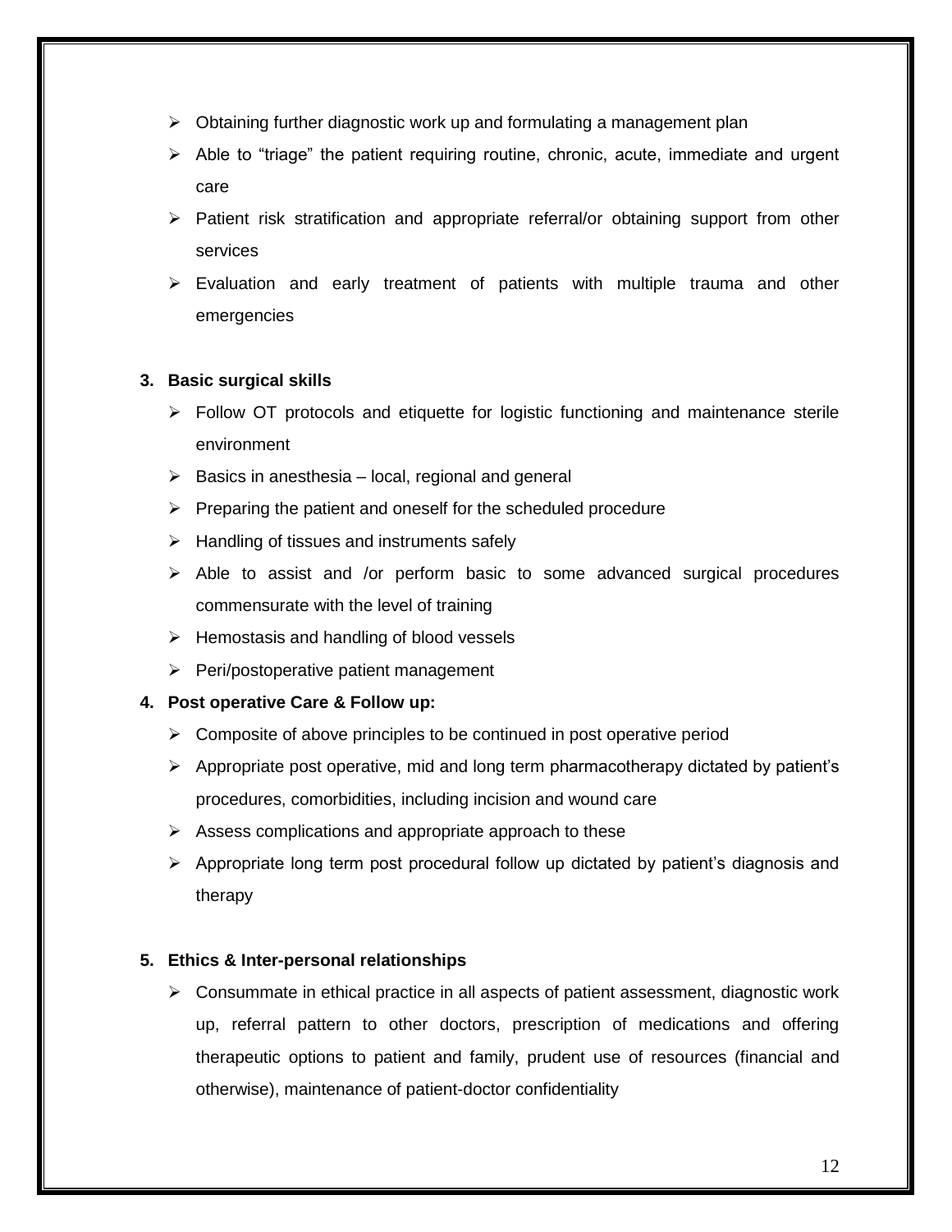- Obtaining further diagnostic work up and formulating a management plan
- Able to "triage" the patient requiring routine, chronic, acute, immediate and urgent care
- Patient risk stratification and appropriate referral/or obtaining support from other services
- Evaluation and early treatment of patients with multiple trauma and other emergencies

**3. Basic surgical skills**

- Follow OT protocols and etiquette for logistic functioning and maintenance sterile environment
- Basics in anesthesia – local, regional and general
- Preparing the patient and oneself for the scheduled procedure
- Handling of tissues and instruments safely
- Able to assist and /or perform basic to some advanced surgical procedures commensurate with the level of training
- Hemostasis and handling of blood vessels
- Peri/postoperative patient management

**4. Post operative Care & Follow up:**

- Composite of above principles to be continued in post operative period
- Appropriate post operative, mid and long term pharmacotherapy dictated by patient's procedures, comorbidities, including incision and wound care
- Assess complications and appropriate approach to these
- Appropriate long term post procedural follow up dictated by patient's diagnosis and therapy

**5. Ethics & Inter-personal relationships**

- Consummate in ethical practice in all aspects of patient assessment, diagnostic work up, referral pattern to other doctors, prescription of medications and offering therapeutic options to patient and family, prudent use of resources (financial and otherwise), maintenance of patient-doctor confidentiality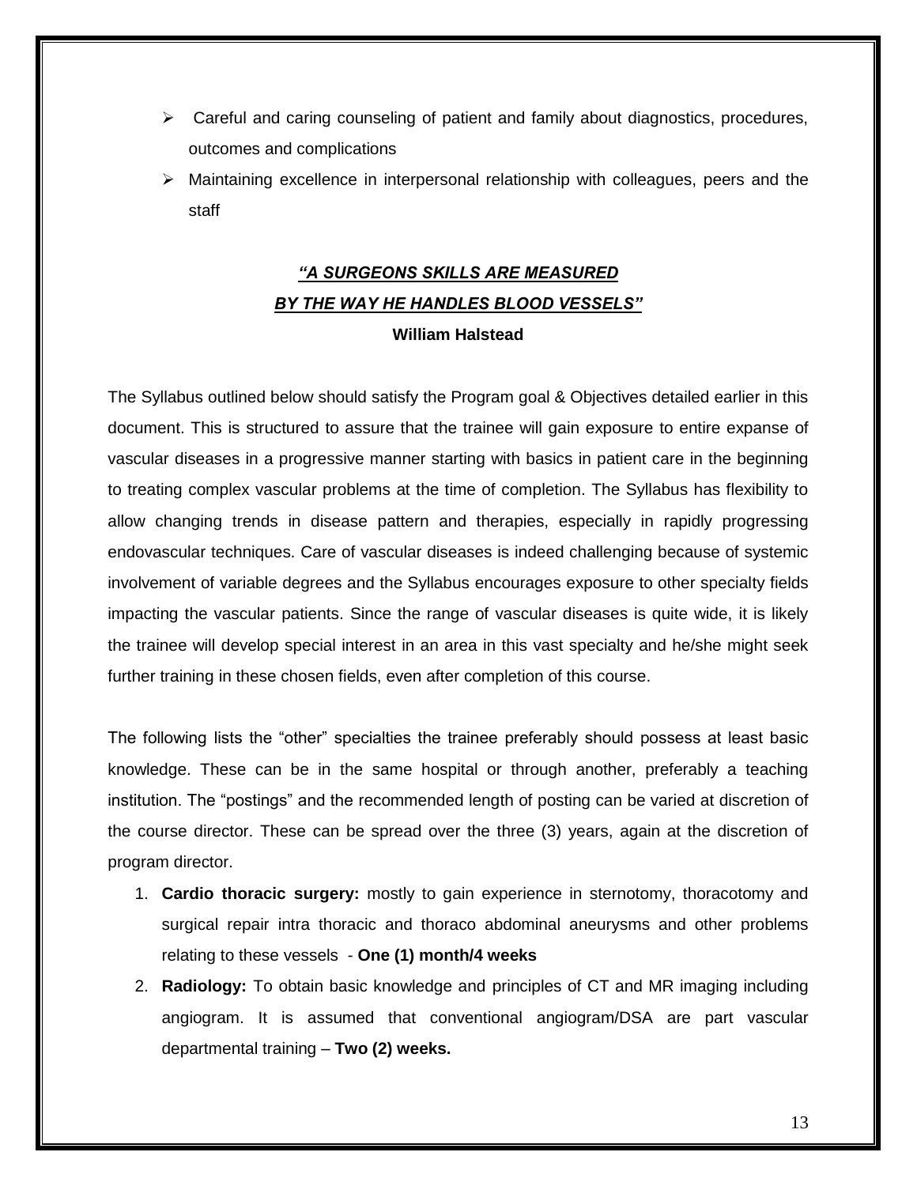- Careful and caring counseling of patient and family about diagnostics, procedures, outcomes and complications
- Maintaining excellence in interpersonal relationship with colleagues, peers and the staff

***“A SURGEONS SKILLS ARE MEASURED***
***BY THE WAY HE HANDLES BLOOD VESSELS”***

**William Halstead**

The Syllabus outlined below should satisfy the Program goal & Objectives detailed earlier in this document. This is structured to assure that the trainee will gain exposure to entire expanse of vascular diseases in a progressive manner starting with basics in patient care in the beginning to treating complex vascular problems at the time of completion. The Syllabus has flexibility to allow changing trends in disease pattern and therapies, especially in rapidly progressing endovascular techniques. Care of vascular diseases is indeed challenging because of systemic involvement of variable degrees and the Syllabus encourages exposure to other specialty fields impacting the vascular patients. Since the range of vascular diseases is quite wide, it is likely the trainee will develop special interest in an area in this vast specialty and he/she might seek further training in these chosen fields, even after completion of this course.

The following lists the “other” specialties the trainee preferably should possess at least basic knowledge. These can be in the same hospital or through another, preferably a teaching institution. The “postings” and the recommended length of posting can be varied at discretion of the course director. These can be spread over the three (3) years, again at the discretion of program director.

1. **Cardio thoracic surgery:** mostly to gain experience in sternotomy, thoracotomy and surgical repair intra thoracic and thoraco abdominal aneurysms and other problems relating to these vessels - **One (1) month/4 weeks**
2. **Radiology:** To obtain basic knowledge and principles of CT and MR imaging including angiogram. It is assumed that conventional angiogram/DSA are part vascular departmental training – **Two (2) weeks.**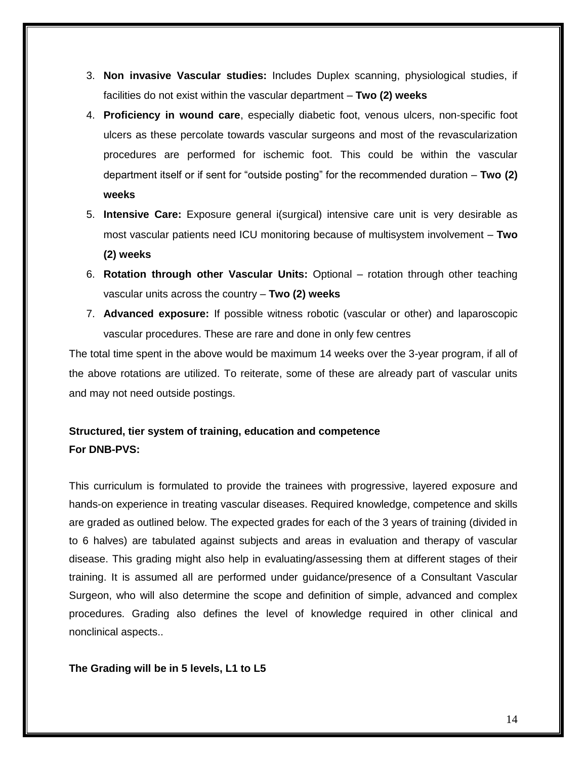3. **Non invasive Vascular studies:** Includes Duplex scanning, physiological studies, if facilities do not exist within the vascular department – **Two (2) weeks**
4. **Proficiency in wound care**, especially diabetic foot, venous ulcers, non-specific foot ulcers as these percolate towards vascular surgeons and most of the revascularization procedures are performed for ischemic foot. This could be within the vascular department itself or if sent for "outside posting" for the recommended duration – **Two (2) weeks**
5. **Intensive Care:** Exposure general i(surgical) intensive care unit is very desirable as most vascular patients need ICU monitoring because of multisystem involvement – **Two (2) weeks**
6. **Rotation through other Vascular Units:** Optional – rotation through other teaching vascular units across the country – **Two (2) weeks**
7. **Advanced exposure:** If possible witness robotic (vascular or other) and laparoscopic vascular procedures. These are rare and done in only few centres

The total time spent in the above would be maximum 14 weeks over the 3-year program, if all of the above rotations are utilized. To reiterate, some of these are already part of vascular units and may not need outside postings.

**Structured, tier system of training, education and competence**
**For DNB-PVS:**

This curriculum is formulated to provide the trainees with progressive, layered exposure and hands-on experience in treating vascular diseases. Required knowledge, competence and skills are graded as outlined below. The expected grades for each of the 3 years of training (divided in to 6 halves) are tabulated against subjects and areas in evaluation and therapy of vascular disease. This grading might also help in evaluating/assessing them at different stages of their training. It is assumed all are performed under guidance/presence of a Consultant Vascular Surgeon, who will also determine the scope and definition of simple, advanced and complex procedures. Grading also defines the level of knowledge required in other clinical and nonclinical aspects..

**The Grading will be in 5 levels, L1 to L5**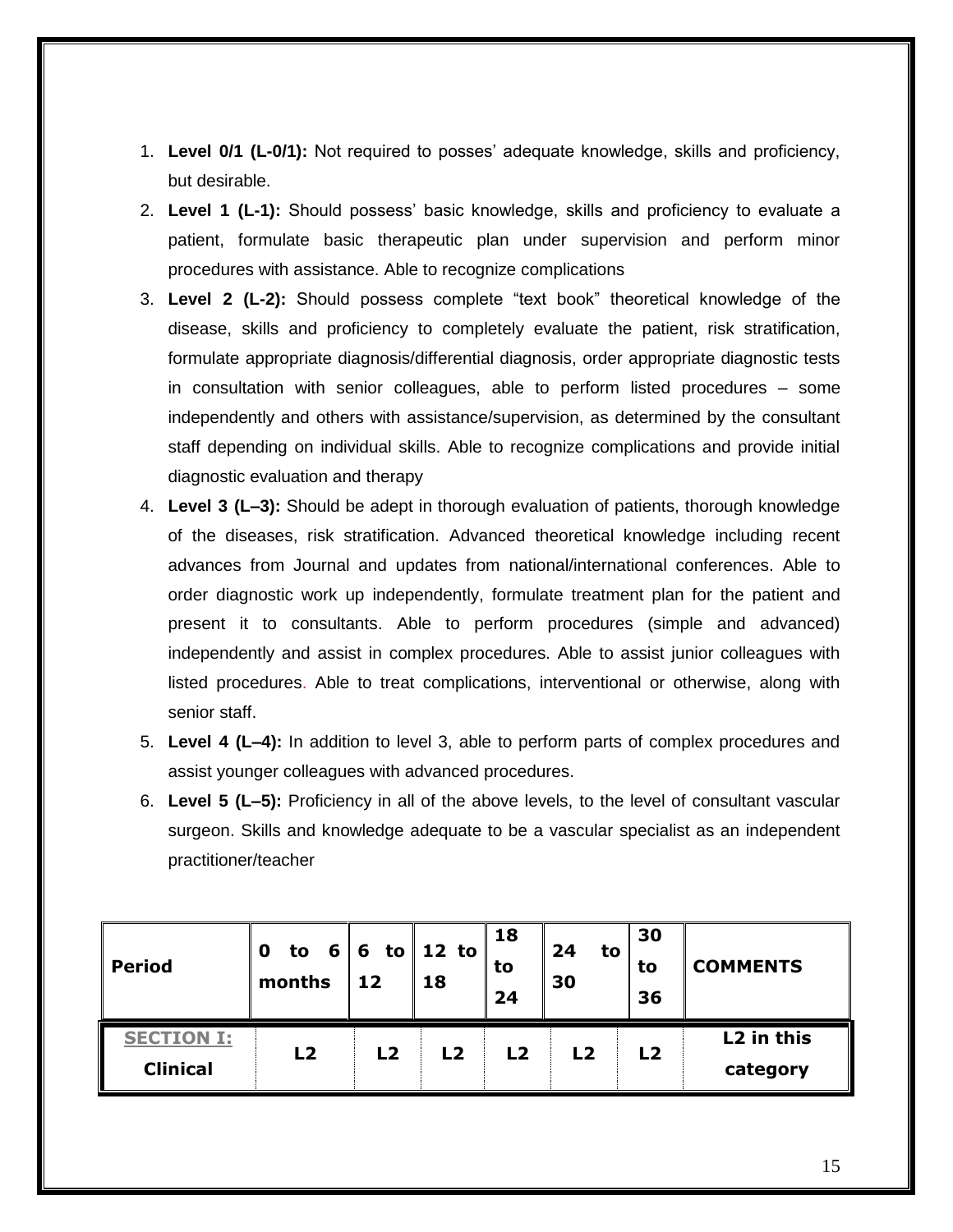1. **Level 0/1 (L-0/1):** Not required to posses' adequate knowledge, skills and proficiency, but desirable.
2. **Level 1 (L-1):** Should possess' basic knowledge, skills and proficiency to evaluate a patient, formulate basic therapeutic plan under supervision and perform minor procedures with assistance. Able to recognize complications
3. **Level 2 (L-2):** Should possess complete "text book" theoretical knowledge of the disease, skills and proficiency to completely evaluate the patient, risk stratification, formulate appropriate diagnosis/differential diagnosis, order appropriate diagnostic tests in consultation with senior colleagues, able to perform listed procedures – some independently and others with assistance/supervision, as determined by the consultant staff depending on individual skills. Able to recognize complications and provide initial diagnostic evaluation and therapy
4. **Level 3 (L–3):** Should be adept in thorough evaluation of patients, thorough knowledge of the diseases, risk stratification. Advanced theoretical knowledge including recent advances from Journal and updates from national/international conferences. Able to order diagnostic work up independently, formulate treatment plan for the patient and present it to consultants. Able to perform procedures (simple and advanced) independently and assist in complex procedures. Able to assist junior colleagues with listed procedures. Able to treat complications, interventional or otherwise, along with senior staff.
5. **Level 4 (L–4):** In addition to level 3, able to perform parts of complex procedures and assist younger colleagues with advanced procedures.
6. **Level 5 (L–5):** Proficiency in all of the above levels, to the level of consultant vascular surgeon. Skills and knowledge adequate to be a vascular specialist as an independent practitioner/teacher

| **Period** | **0 to 6 months** | **6 to 12** | **12 to 18** | **18 to 24** | **24 to 30** | **30 to 36** | **COMMENTS** |
|---|---|---|---|---|---|---|---|
| **SECTION I: Clinical** | **L2** | **L2** | **L2** | **L2** | **L2** | **L2** | **L2 in this category** |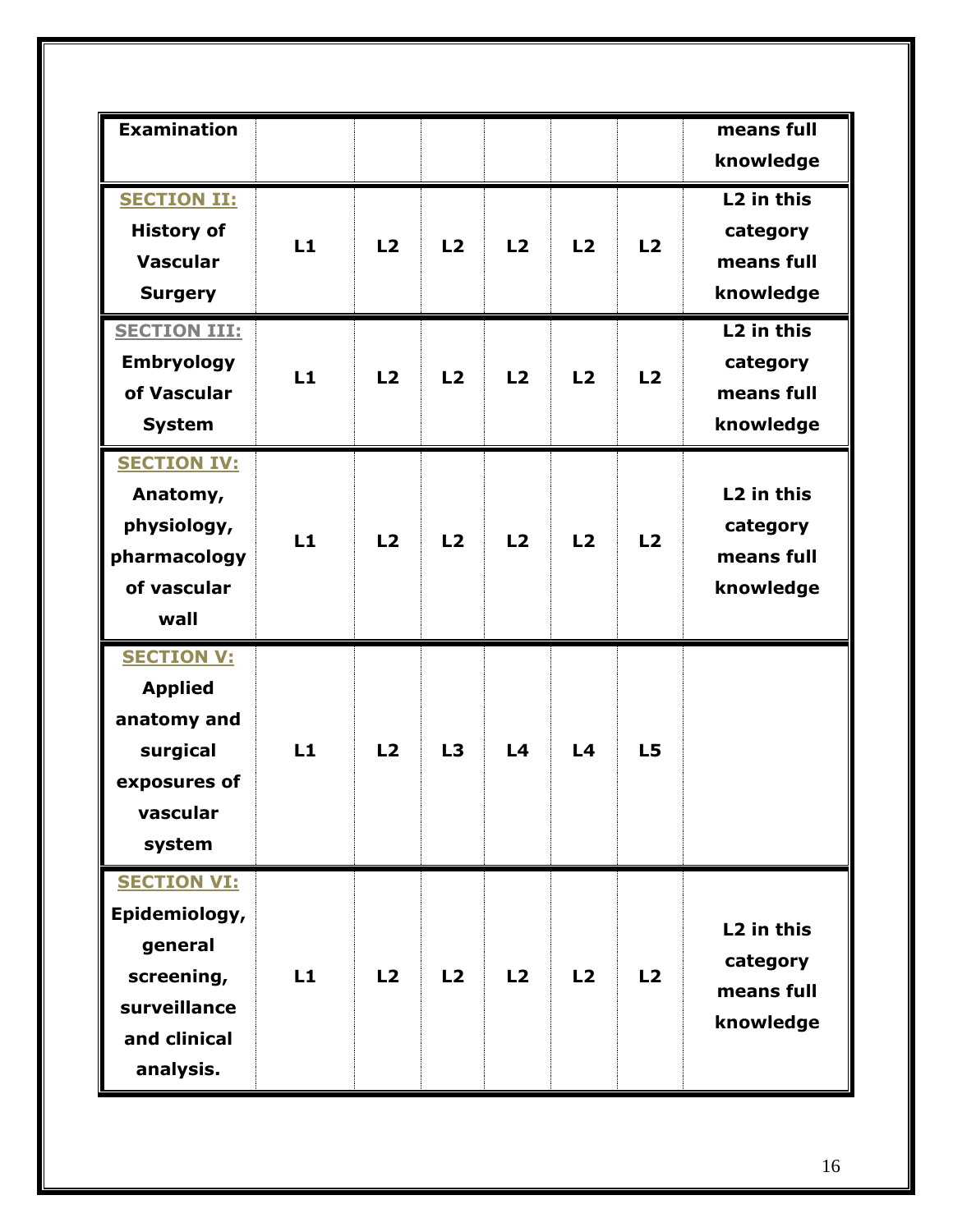| | | | | | | | |
|---|---|---|---|---|---|---|---|
| **Examination** | | | | | | | **means full knowledge** |
| **SECTION II: History of Vascular Surgery** | **L1** | **L2** | **L2** | **L2** | **L2** | **L2** | **L2 in this category means full knowledge** |
| **SECTION III: Embryology of Vascular System** | **L1** | **L2** | **L2** | **L2** | **L2** | **L2** | **L2 in this category means full knowledge** |
| **SECTION IV: Anatomy, physiology, pharmacology of vascular wall** | **L1** | **L2** | **L2** | **L2** | **L2** | **L2** | **L2 in this category means full knowledge** |
| **SECTION V: Applied anatomy and surgical exposures of vascular system** | **L1** | **L2** | **L3** | **L4** | **L4** | **L5** | |
| **SECTION VI: Epidemiology, general screening, surveillance and clinical analysis.** | **L1** | **L2** | **L2** | **L2** | **L2** | **L2** | **L2 in this category means full knowledge** |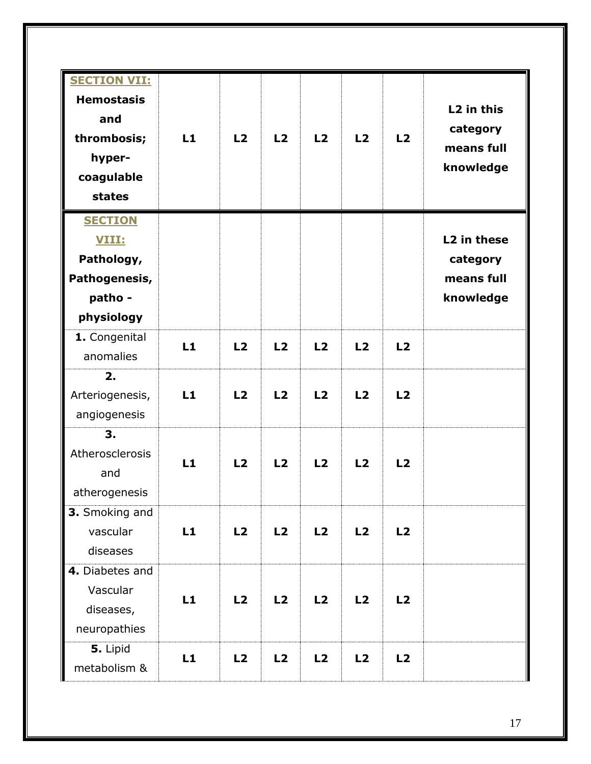| | | | | | | | |
|---|---|---|---|---|---|---|---|
| **SECTION VII: Hemostasis and thrombosis; hyper-coagulable states** | **L1** | **L2** | **L2** | **L2** | **L2** | **L2** | **L2 in this category means full knowledge** |
| **SECTION VIII: Pathology, Pathogenesis, patho - physiology** | | | | | | | **L2 in these category means full knowledge** |
| **1.** Congenital anomalies | **L1** | **L2** | **L2** | **L2** | **L2** | **L2** | |
| **2.** Arteriogenesis, angiogenesis | **L1** | **L2** | **L2** | **L2** | **L2** | **L2** | |
| **3.** Atherosclerosis and atherogenesis | **L1** | **L2** | **L2** | **L2** | **L2** | **L2** | |
| **3.** Smoking and vascular diseases | **L1** | **L2** | **L2** | **L2** | **L2** | **L2** | |
| **4.** Diabetes and Vascular diseases, neuropathies | **L1** | **L2** | **L2** | **L2** | **L2** | **L2** | |
| **5.** Lipid metabolism & | **L1** | **L2** | **L2** | **L2** | **L2** | **L2** | |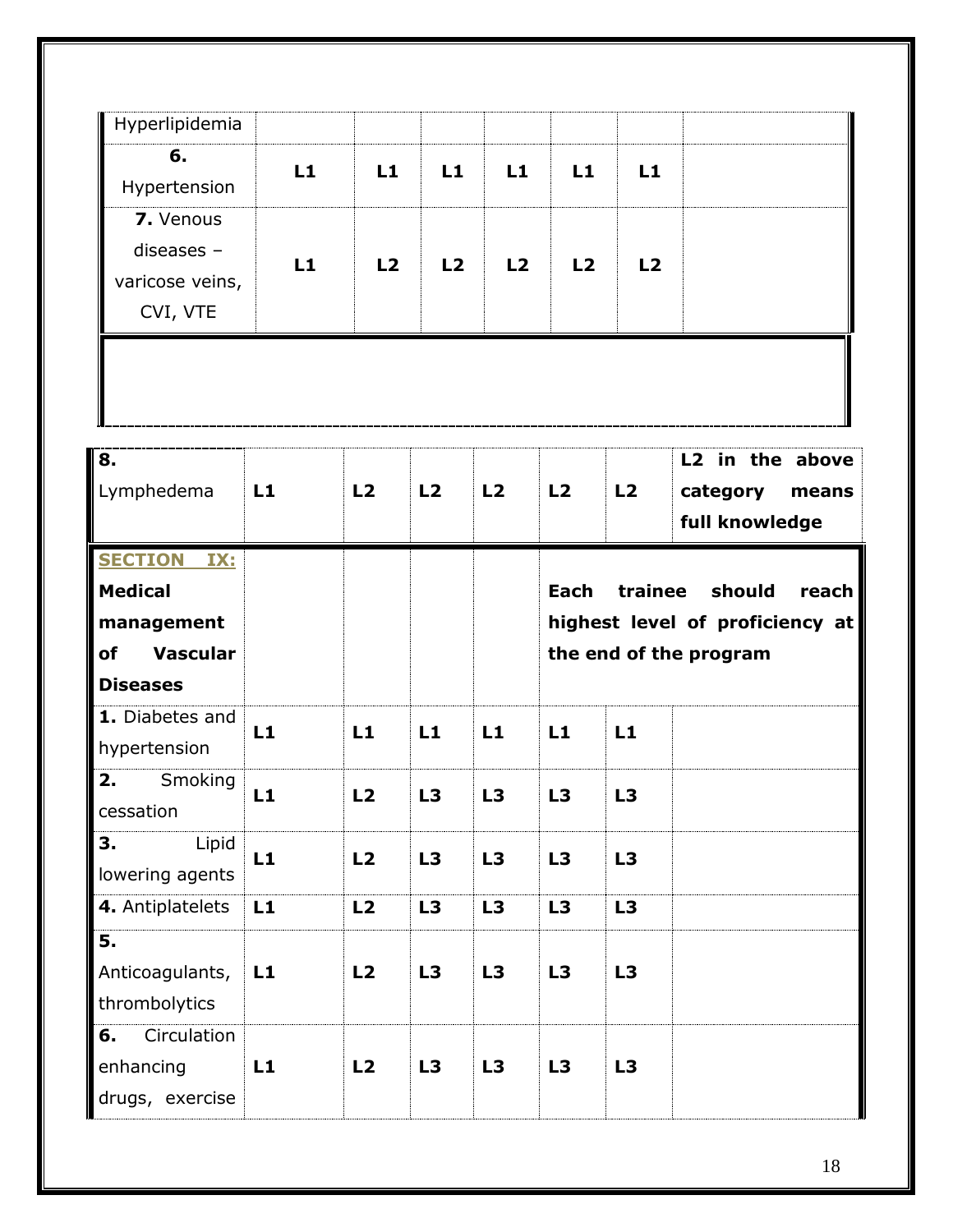| | | | | | | | |
|---|---|---|---|---|---|---|---|
| Hyperlipidemia | | | | | | | |
| **6.** Hypertension | **L1** | **L1** | **L1** | **L1** | **L1** | **L1** | |
| **7.** Venous diseases – varicose veins, CVI, VTE | **L1** | **L2** | **L2** | **L2** | **L2** | **L2** | |

| | | | | | | | |
|---|---|---|---|---|---|---|---|
| **8.** Lymphedema | **L1** | **L2** | **L2** | **L2** | **L2** | **L2** | **L2 in the above category means full knowledge** |
| **SECTION IX: Medical management of Vascular Diseases** | | | | | **Each trainee should reach highest level of proficiency at the end of the program** | | |
| **1.** Diabetes and hypertension | **L1** | **L1** | **L1** | **L1** | **L1** | **L1** | |
| **2.** Smoking cessation | **L1** | **L2** | **L3** | **L3** | **L3** | **L3** | |
| **3.** Lipid lowering agents | **L1** | **L2** | **L3** | **L3** | **L3** | **L3** | |
| **4.** Antiplatelets | **L1** | **L2** | **L3** | **L3** | **L3** | **L3** | |
| **5.** Anticoagulants, thrombolytics | **L1** | **L2** | **L3** | **L3** | **L3** | **L3** | |
| **6.** Circulation enhancing drugs, exercise | **L1** | **L2** | **L3** | **L3** | **L3** | **L3** | |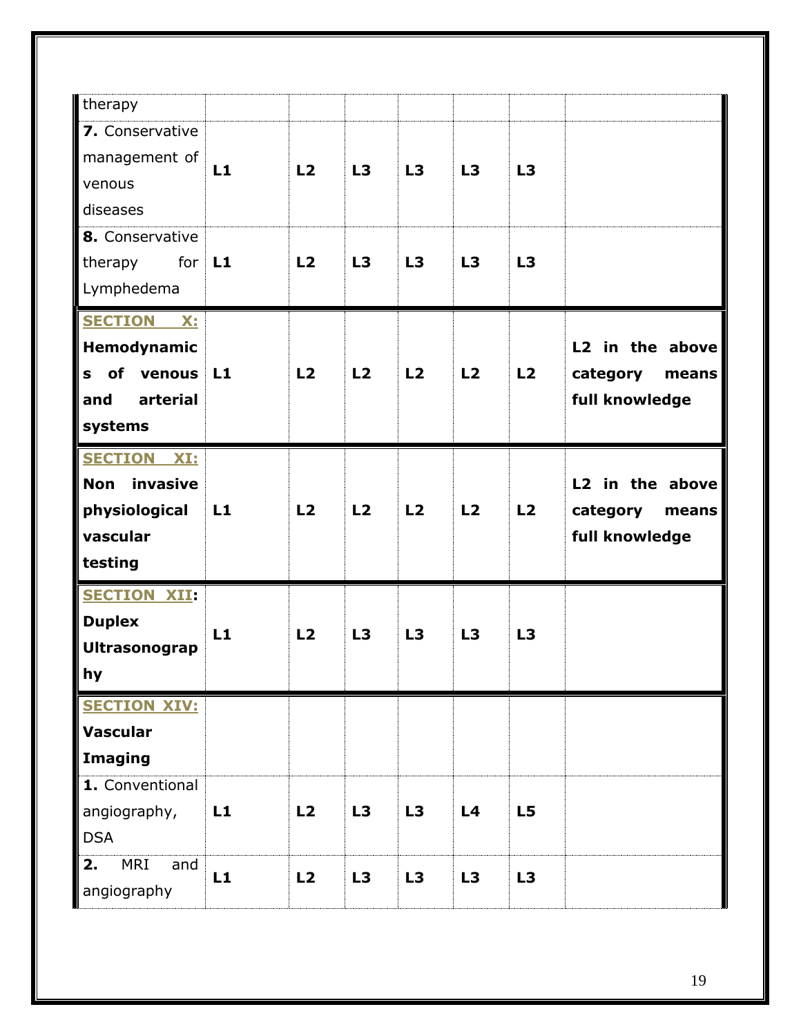| | | | | | | | |
|---|---|---|---|---|---|---|---|
| therapy | | | | | | | |
| **7.** Conservative management of venous diseases | **L1** | **L2** | **L3** | **L3** | **L3** | **L3** | |
| **8.** Conservative therapy for Lymphedema | **L1** | **L2** | **L3** | **L3** | **L3** | **L3** | |
| **SECTION X: Hemodynamics of venous and arterial systems** | **L1** | **L2** | **L2** | **L2** | **L2** | **L2** | **L2 in the above category means full knowledge** |
| **SECTION XI: Non invasive physiological vascular testing** | **L1** | **L2** | **L2** | **L2** | **L2** | **L2** | **L2 in the above category means full knowledge** |
| **SECTION XII: Duplex Ultrasonography** | **L1** | **L2** | **L3** | **L3** | **L3** | **L3** | |
| **SECTION XIV: Vascular Imaging** | | | | | | | |
| **1.** Conventional angiography, DSA | **L1** | **L2** | **L3** | **L3** | **L4** | **L5** | |
| **2.** MRI and angiography | **L1** | **L2** | **L3** | **L3** | **L3** | **L3** | |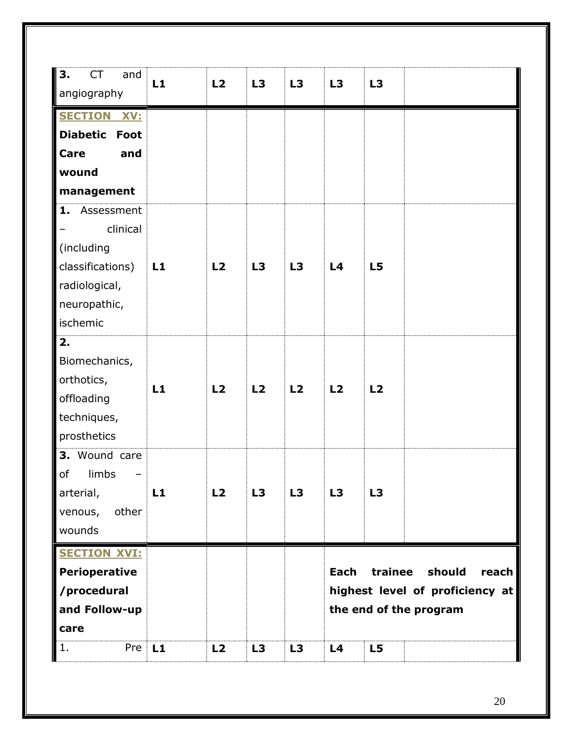| | | | | | | | |
|---|---|---|---|---|---|---|---|
| **3.** CT and angiography | **L1** | **L2** | **L3** | **L3** | **L3** | **L3** | |
| **SECTION XV: Diabetic Foot Care and wound management** | | | | | | | |
| **1.** Assessment – clinical (including classifications) radiological, neuropathic, ischemic | **L1** | **L2** | **L3** | **L3** | **L4** | **L5** | |
| **2.** Biomechanics, orthotics, offloading techniques, prosthetics | **L1** | **L2** | **L2** | **L2** | **L2** | **L2** | |
| **3.** Wound care of limbs – arterial, venous, other wounds | **L1** | **L2** | **L3** | **L3** | **L3** | **L3** | |
| **SECTION XVI: Perioperative /procedural and Follow-up care** | | | | | **Each trainee should reach highest level of proficiency at the end of the program** | | |
| 1. Pre | **L1** | **L2** | **L3** | **L3** | **L4** | **L5** | |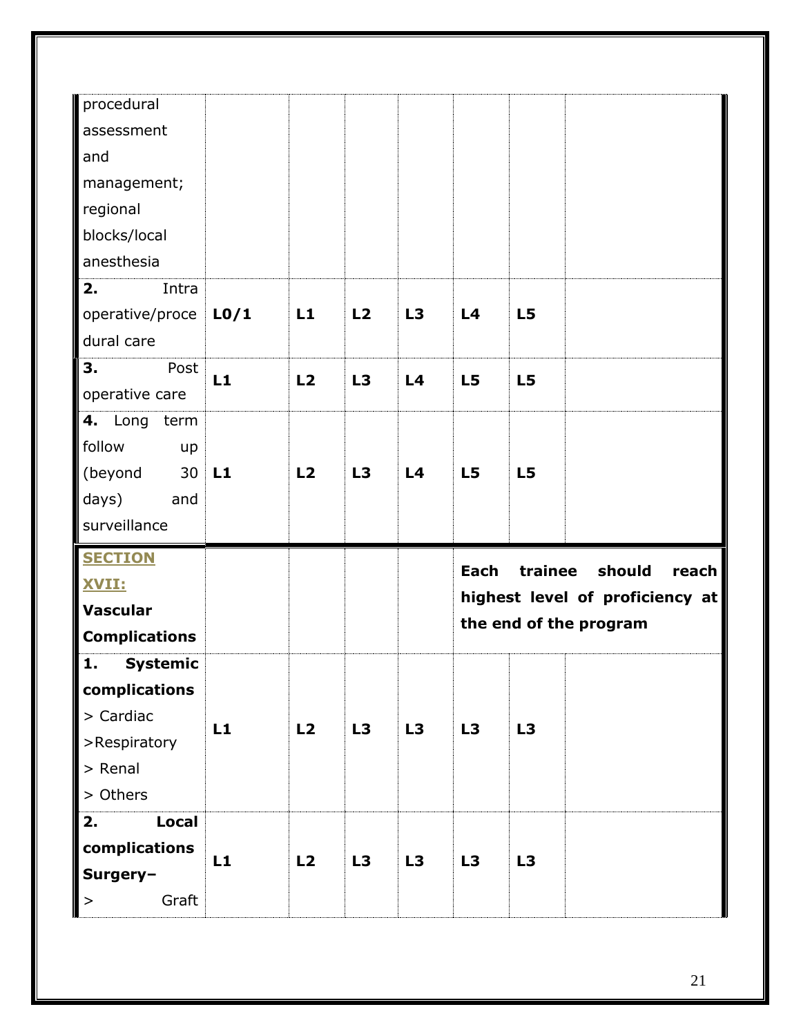| | | | | | | | |
|---|---|---|---|---|---|---|---|
| procedural assessment and management; regional blocks/local anesthesia | | | | | | | |
| **2.** Intra operative/procedural care | **L0/1** | **L1** | **L2** | **L3** | **L4** | **L5** | |
| **3.** Post operative care | **L1** | **L2** | **L3** | **L4** | **L5** | **L5** | |
| **4.** Long term follow up (beyond 30 days) and surveillance | **L1** | **L2** | **L3** | **L4** | **L5** | **L5** | |
| **SECTION XVII: Vascular Complications** | | | | | **Each trainee should reach highest level of proficiency at the end of the program** | | |
| **1. Systemic complications**<br>> Cardiac<br>>Respiratory<br>> Renal<br>> Others | **L1** | **L2** | **L3** | **L3** | **L3** | **L3** | |
| **2. Local complications Surgery–**<br>> Graft | **L1** | **L2** | **L3** | **L3** | **L3** | **L3** | |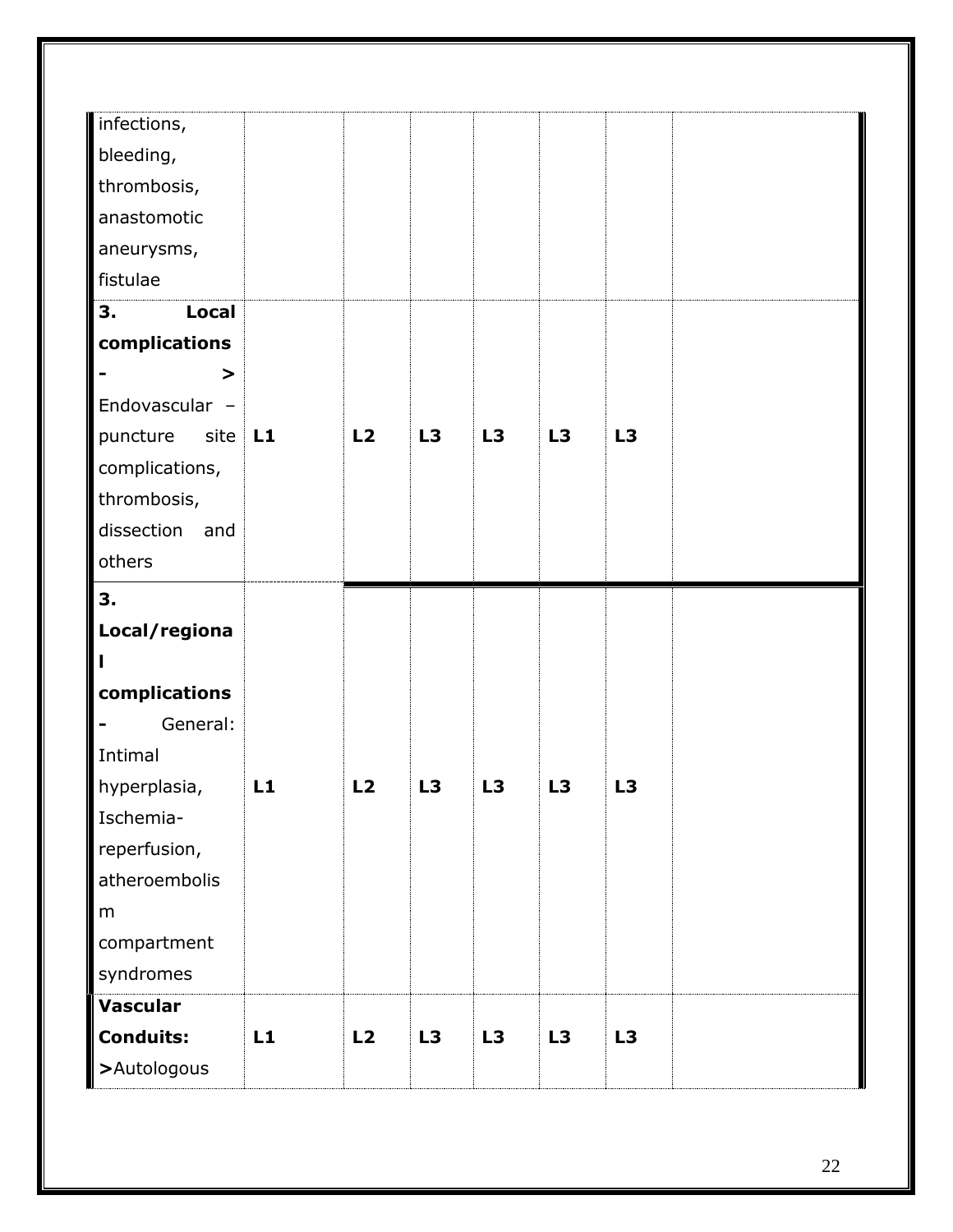| | | | | | | | |
|---|---|---|---|---|---|---|---|
| infections, bleeding, thrombosis, anastomotic aneurysms, fistulae | | | | | | | |
| **3. Local complications - >** Endovascular – puncture site complications, thrombosis, dissection and others | **L1** | **L2** | **L3** | **L3** | **L3** | **L3** | |
| **3. Local/regional complications -** General: Intimal hyperplasia, Ischemia-reperfusion, atheroembolism compartment syndromes | **L1** | **L2** | **L3** | **L3** | **L3** | **L3** | |
| **Vascular Conduits: >**Autologous | **L1** | **L2** | **L3** | **L3** | **L3** | **L3** | |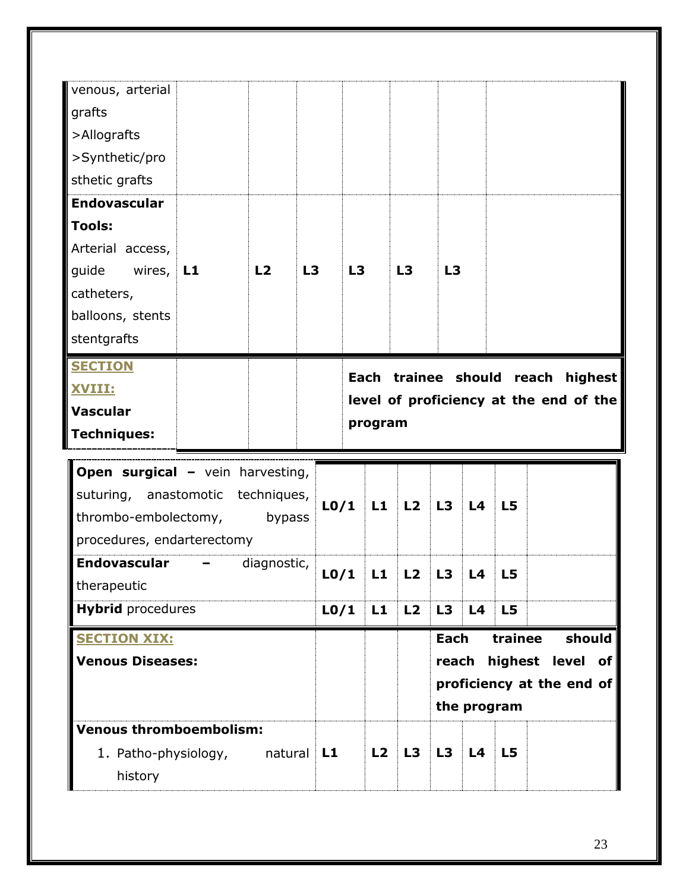| | | | | | | | |
|---|---|---|---|---|---|---|---|
| venous, arterial grafts<br>>Allografts<br>>Synthetic/prosthetic grafts | | | | | | | |
| **Endovascular Tools:**<br>Arterial access, guide wires, catheters, balloons, stents stentgrafts | **L1** | **L2** | **L3** | **L3** | **L3** | **L3** | |
| **SECTION XVIII:**<br>**Vascular Techniques:** | | | | **Each trainee should reach highest level of proficiency at the end of the program** | | | |

| | | | | | | | |
|---|---|---|---|---|---|---|---|
| **Open surgical –** vein harvesting, suturing, anastomotic techniques, thrombo-embolectomy, bypass procedures, endarterectomy | **L0/1** | **L1** | **L2** | **L3** | **L4** | **L5** | |
| **Endovascular –** diagnostic, therapeutic | **L0/1** | **L1** | **L2** | **L3** | **L4** | **L5** | |
| **Hybrid** procedures | **L0/1** | **L1** | **L2** | **L3** | **L4** | **L5** | |
| **SECTION XIX:**<br>**Venous Diseases:** | | | | **Each trainee should reach highest level of proficiency at the end of the program** | | | |
| **Venous thromboembolism:**<br>1. Patho-physiology, natural history | **L1** | **L2** | **L3** | **L3** | **L4** | **L5** | |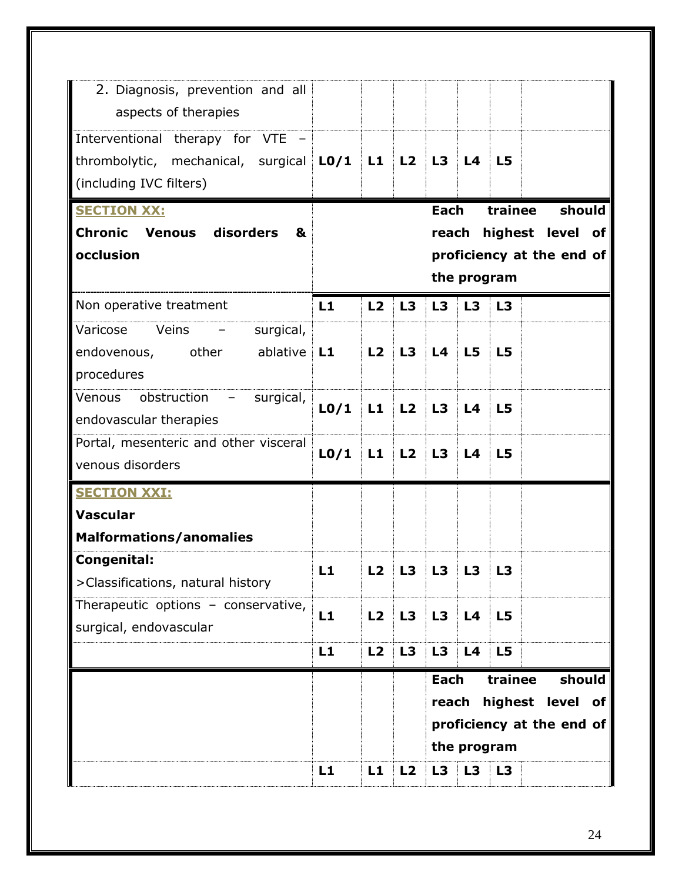| | | | | | | | |
|---|---|---|---|---|---|---|---|
| 2. Diagnosis, prevention and all aspects of therapies | | | | | | | |
| Interventional therapy for VTE – thrombolytic, mechanical, surgical (including IVC filters) | **L0/1** | **L1** | **L2** | **L3** | **L4** | **L5** | |
| **SECTION XX:** **Chronic Venous disorders & occlusion** | | | | **Each trainee should reach highest level of proficiency at the end of the program** | | | |
| Non operative treatment | **L1** | **L2** | **L3** | **L3** | **L3** | **L3** | |
| Varicose Veins – surgical, endovenous, other ablative procedures | **L1** | **L2** | **L3** | **L4** | **L5** | **L5** | |
| Venous obstruction – surgical, endovascular therapies | **L0/1** | **L1** | **L2** | **L3** | **L4** | **L5** | |
| Portal, mesenteric and other visceral venous disorders | **L0/1** | **L1** | **L2** | **L3** | **L4** | **L5** | |
| **SECTION XXI:** **Vascular Malformations/anomalies** | | | | | | | |
| **Congenital:** >Classifications, natural history | **L1** | **L2** | **L3** | **L3** | **L3** | **L3** | |
| Therapeutic options – conservative, surgical, endovascular | **L1** | **L2** | **L3** | **L3** | **L4** | **L5** | |
| | **L1** | **L2** | **L3** | **L3** | **L4** | **L5** | |
| | | | | **Each trainee should reach highest level of proficiency at the end of the program** | | | |
| | **L1** | **L1** | **L2** | **L3** | **L3** | **L3** | |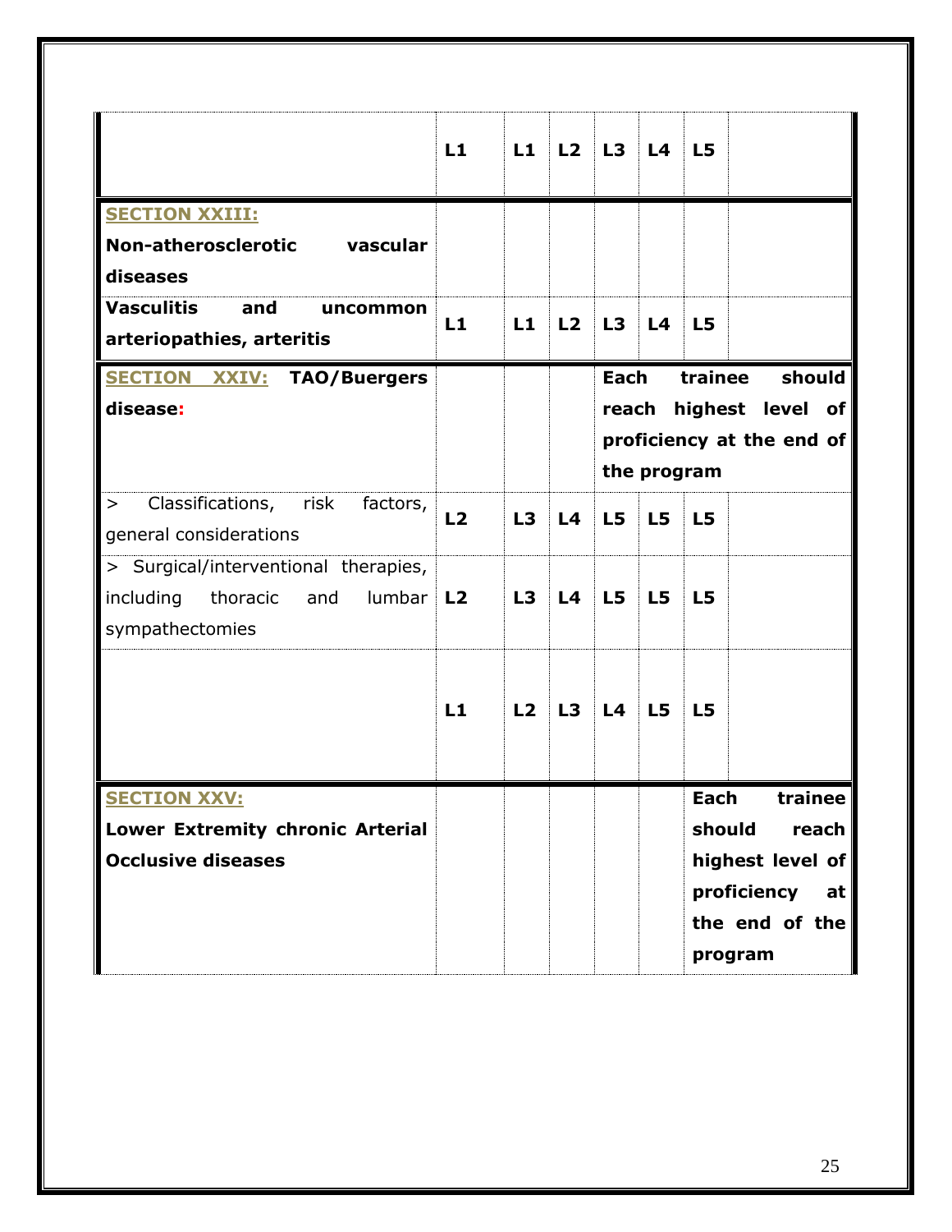| | | | | | | | |
|---|---|---|---|---|---|---|---|
| | **L1** | **L1** | **L2** | **L3** | **L4** | **L5** | |
| **SECTION XXIII:** **Non-atherosclerotic vascular diseases** | | | | | | | |
| **Vasculitis and uncommon arteriopathies, arteritis** | **L1** | **L1** | **L2** | **L3** | **L4** | **L5** | |
| **SECTION XXIV: TAO/Buergers disease:** | | | | **Each trainee should reach highest level of proficiency at the end of the program** | | | |
| > Classifications, risk factors, general considerations | **L2** | **L3** | **L4** | **L5** | **L5** | **L5** | |
| > Surgical/interventional therapies, including thoracic and lumbar sympathectomies | **L2** | **L3** | **L4** | **L5** | **L5** | **L5** | |
| | **L1** | **L2** | **L3** | **L4** | **L5** | **L5** | |
| **SECTION XXV:** **Lower Extremity chronic Arterial Occlusive diseases** | | | | | | **Each trainee should reach highest level of proficiency at the end of the program** | |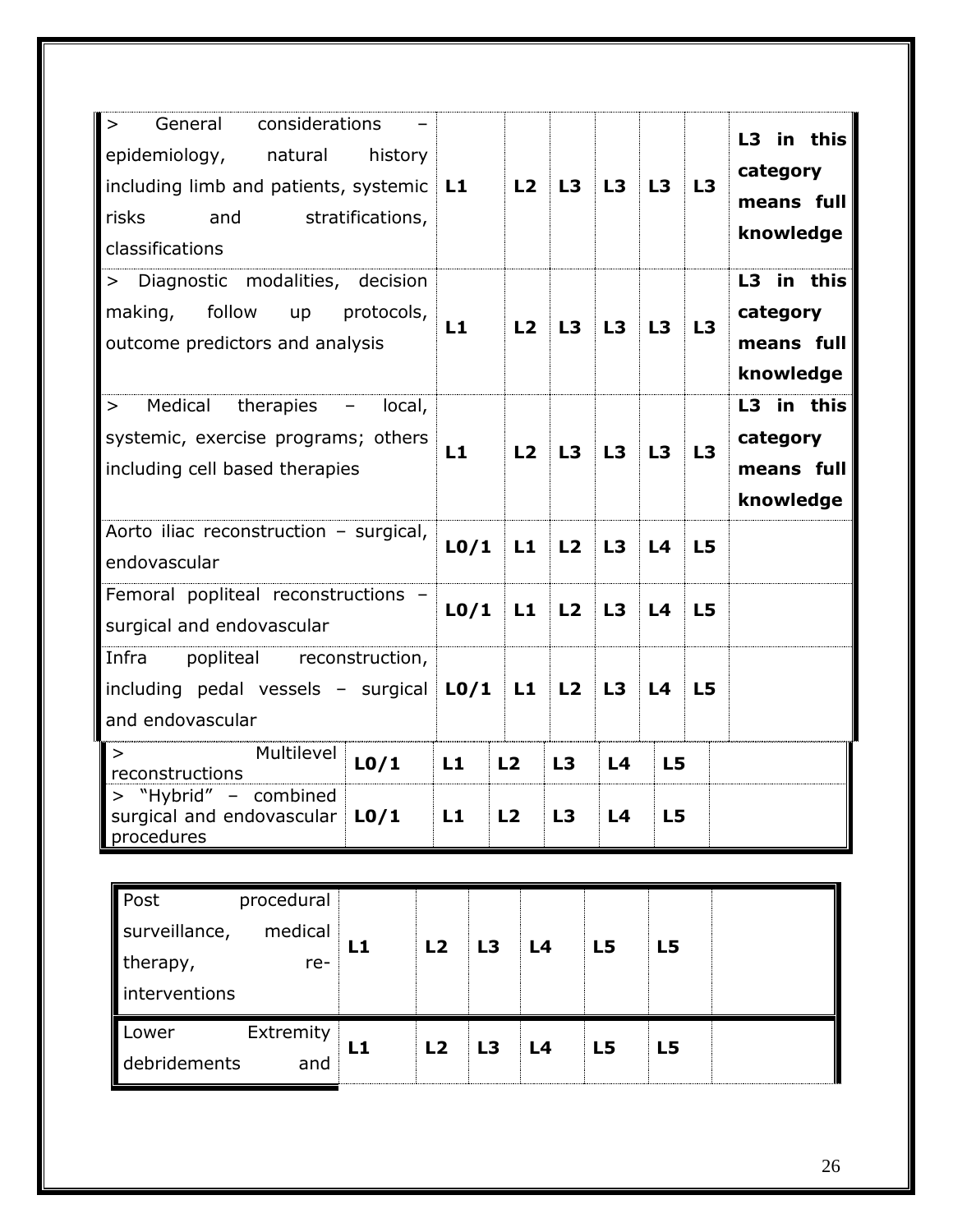| | | | | | | | |
|---|---|---|---|---|---|---|---|
| > General considerations – epidemiology, natural history including limb and patients, systemic risks and stratifications, classifications | **L1** | **L2** | **L3** | **L3** | **L3** | **L3** | **L3 in this category means full knowledge** |
| > Diagnostic modalities, decision making, follow up protocols, outcome predictors and analysis | **L1** | **L2** | **L3** | **L3** | **L3** | **L3** | **L3 in this category means full knowledge** |
| > Medical therapies – local, systemic, exercise programs; others including cell based therapies | **L1** | **L2** | **L3** | **L3** | **L3** | **L3** | **L3 in this category means full knowledge** |
| Aorto iliac reconstruction – surgical, endovascular | **L0/1** | **L1** | **L2** | **L3** | **L4** | **L5** | |
| Femoral popliteal reconstructions – surgical and endovascular | **L0/1** | **L1** | **L2** | **L3** | **L4** | **L5** | |
| Infra popliteal reconstruction, including pedal vessels – surgical and endovascular | **L0/1** | **L1** | **L2** | **L3** | **L4** | **L5** | |
| > Multilevel reconstructions | **L0/1** | **L1** | **L2** | **L3** | **L4** | **L5** | |
| > "Hybrid" – combined surgical and endovascular procedures | **L0/1** | **L1** | **L2** | **L3** | **L4** | **L5** | |

| | | | | | | | |
|---|---|---|---|---|---|---|---|
| Post procedural surveillance, medical therapy, re-interventions | **L1** | **L2** | **L3** | **L4** | **L5** | **L5** | |
| Lower Extremity debridements and | **L1** | **L2** | **L3** | **L4** | **L5** | **L5** | |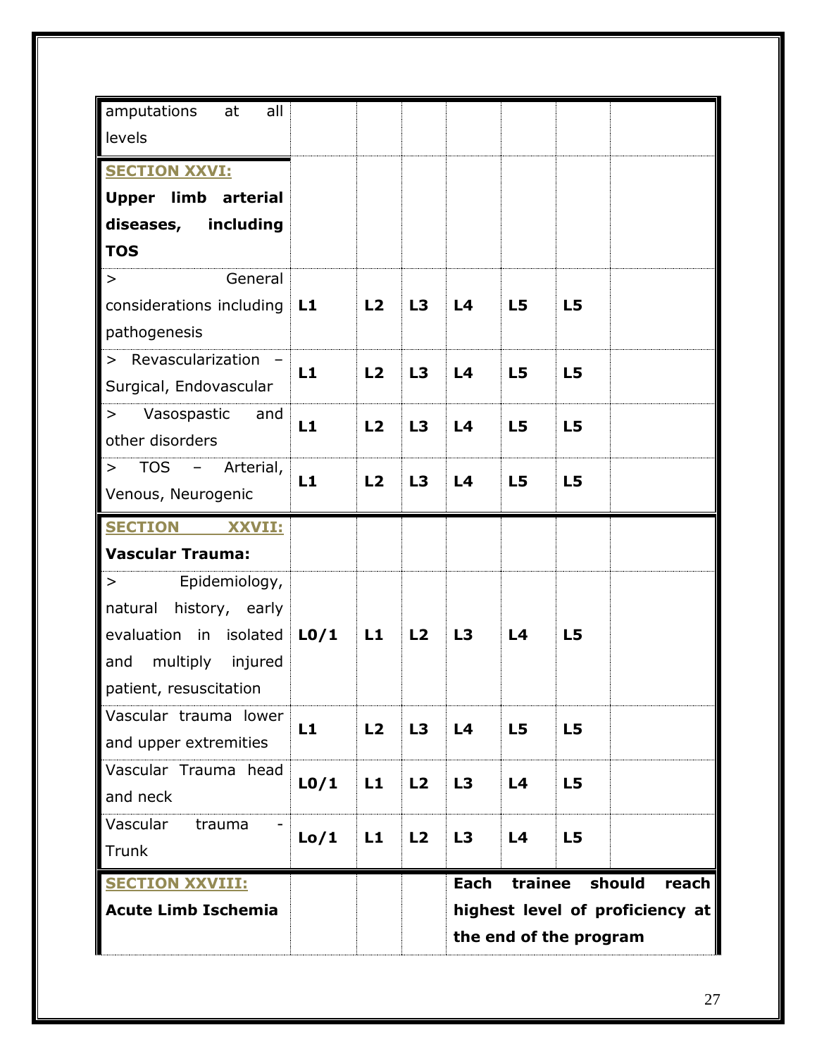| | | | | | | | |
|---|---|---|---|---|---|---|---|
| amputations at all levels | | | | | | | |
| **SECTION XXVI:** **Upper limb arterial diseases, including TOS** | | | | | | | |
| > General considerations including pathogenesis | **L1** | **L2** | **L3** | **L4** | **L5** | **L5** | |
| > Revascularization – Surgical, Endovascular | **L1** | **L2** | **L3** | **L4** | **L5** | **L5** | |
| > Vasospastic and other disorders | **L1** | **L2** | **L3** | **L4** | **L5** | **L5** | |
| > TOS – Arterial, Venous, Neurogenic | **L1** | **L2** | **L3** | **L4** | **L5** | **L5** | |
| **SECTION XXVII:** **Vascular Trauma:** | | | | | | | |
| > Epidemiology, natural history, early evaluation in isolated and multiply injured patient, resuscitation | **L0/1** | **L1** | **L2** | **L3** | **L4** | **L5** | |
| Vascular trauma lower and upper extremities | **L1** | **L2** | **L3** | **L4** | **L5** | **L5** | |
| Vascular Trauma head and neck | **L0/1** | **L1** | **L2** | **L3** | **L4** | **L5** | |
| Vascular trauma - Trunk | **Lo/1** | **L1** | **L2** | **L3** | **L4** | **L5** | |
| **SECTION XXVIII:** **Acute Limb Ischemia** | | | | **Each trainee should reach highest level of proficiency at the end of the program** | | | |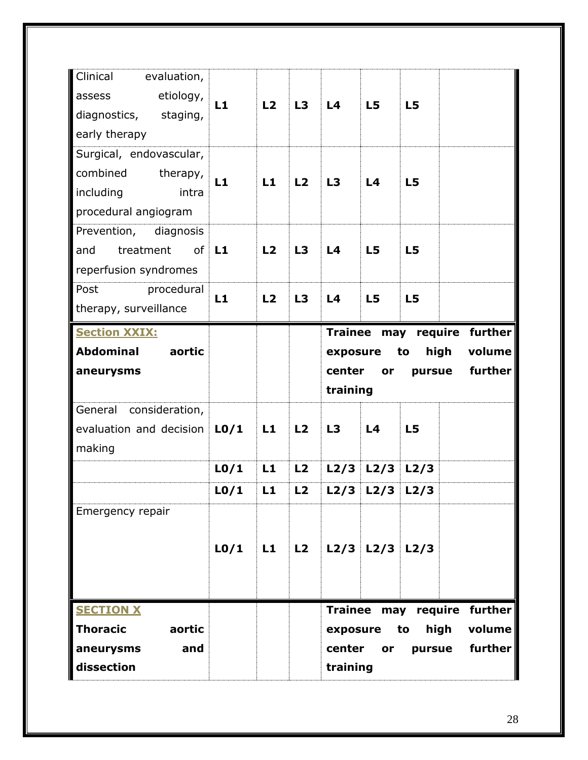| | | | | | | | |
|---|---|---|---|---|---|---|---|
| Clinical evaluation, assess etiology, diagnostics, staging, early therapy | **L1** | **L2** | **L3** | **L4** | **L5** | **L5** | |
| Surgical, endovascular, combined therapy, including intra procedural angiogram | **L1** | **L1** | **L2** | **L3** | **L4** | **L5** | |
| Prevention, diagnosis and treatment of reperfusion syndromes | **L1** | **L2** | **L3** | **L4** | **L5** | **L5** | |
| Post procedural therapy, surveillance | **L1** | **L2** | **L3** | **L4** | **L5** | **L5** | |
| **Section XXIX: Abdominal aortic aneurysms** | | | | **Trainee may require further exposure to high volume center or pursue further training** | | | |
| General consideration, evaluation and decision making | **L0/1** | **L1** | **L2** | **L3** | **L4** | **L5** | |
| | **L0/1** | **L1** | **L2** | **L2/3** | **L2/3** | **L2/3** | |
| | **L0/1** | **L1** | **L2** | **L2/3** | **L2/3** | **L2/3** | |
| Emergency repair | **L0/1** | **L1** | **L2** | **L2/3** | **L2/3** | **L2/3** | |
| **SECTION X Thoracic aortic aneurysms and dissection** | | | | **Trainee may require further exposure to high volume center or pursue further training** | | | |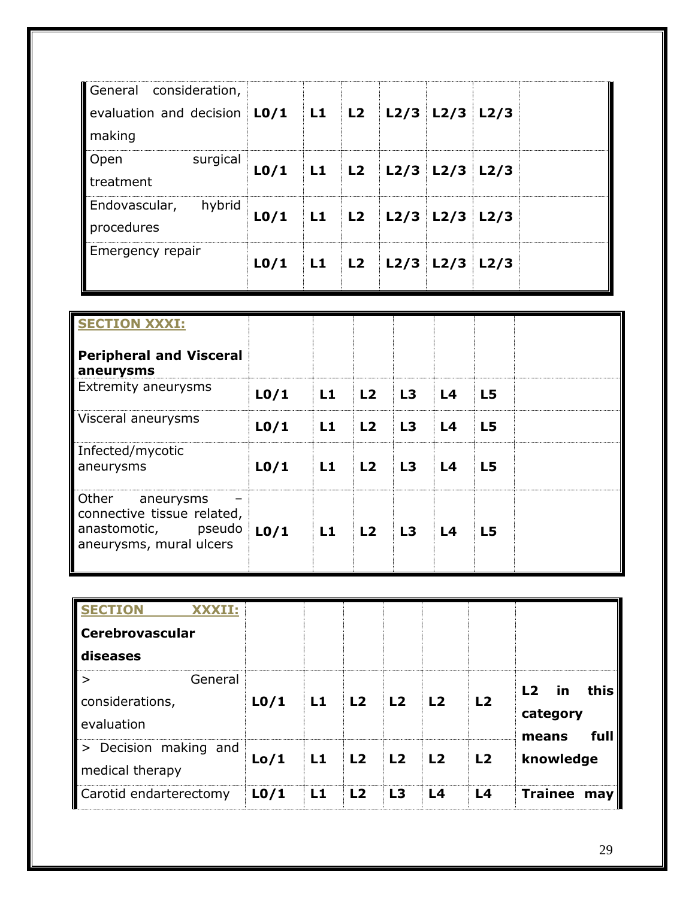| General consideration, evaluation and decision making | **L0/1** | **L1** | **L2** | **L2/3** | **L2/3** | **L2/3** | |
|---|---|---|---|---|---|---|---|
| Open surgical treatment | **L0/1** | **L1** | **L2** | **L2/3** | **L2/3** | **L2/3** | |
| Endovascular, hybrid procedures | **L0/1** | **L1** | **L2** | **L2/3** | **L2/3** | **L2/3** | |
| Emergency repair | **L0/1** | **L1** | **L2** | **L2/3** | **L2/3** | **L2/3** | |

| **SECTION XXXI:** **Peripheral and Visceral aneurysms** | | | | | | | |
|---|---|---|---|---|---|---|---|
| Extremity aneurysms | **L0/1** | **L1** | **L2** | **L3** | **L4** | **L5** | |
| Visceral aneurysms | **L0/1** | **L1** | **L2** | **L3** | **L4** | **L5** | |
| Infected/mycotic aneurysms | **L0/1** | **L1** | **L2** | **L3** | **L4** | **L5** | |
| Other aneurysms – connective tissue related, anastomotic, pseudo aneurysms, mural ulcers | **L0/1** | **L1** | **L2** | **L3** | **L4** | **L5** | |

| **SECTION XXXII:** **Cerebrovascular diseases** | | | | | | | |
|---|---|---|---|---|---|---|---|
| > General considerations, evaluation | **L0/1** | **L1** | **L2** | **L2** | **L2** | **L2** | **L2 in this category means full knowledge** |
| > Decision making and medical therapy | **Lo/1** | **L1** | **L2** | **L2** | **L2** | **L2** | |
| Carotid endarterectomy | **L0/1** | **L1** | **L2** | **L3** | **L4** | **L4** | **Trainee may** |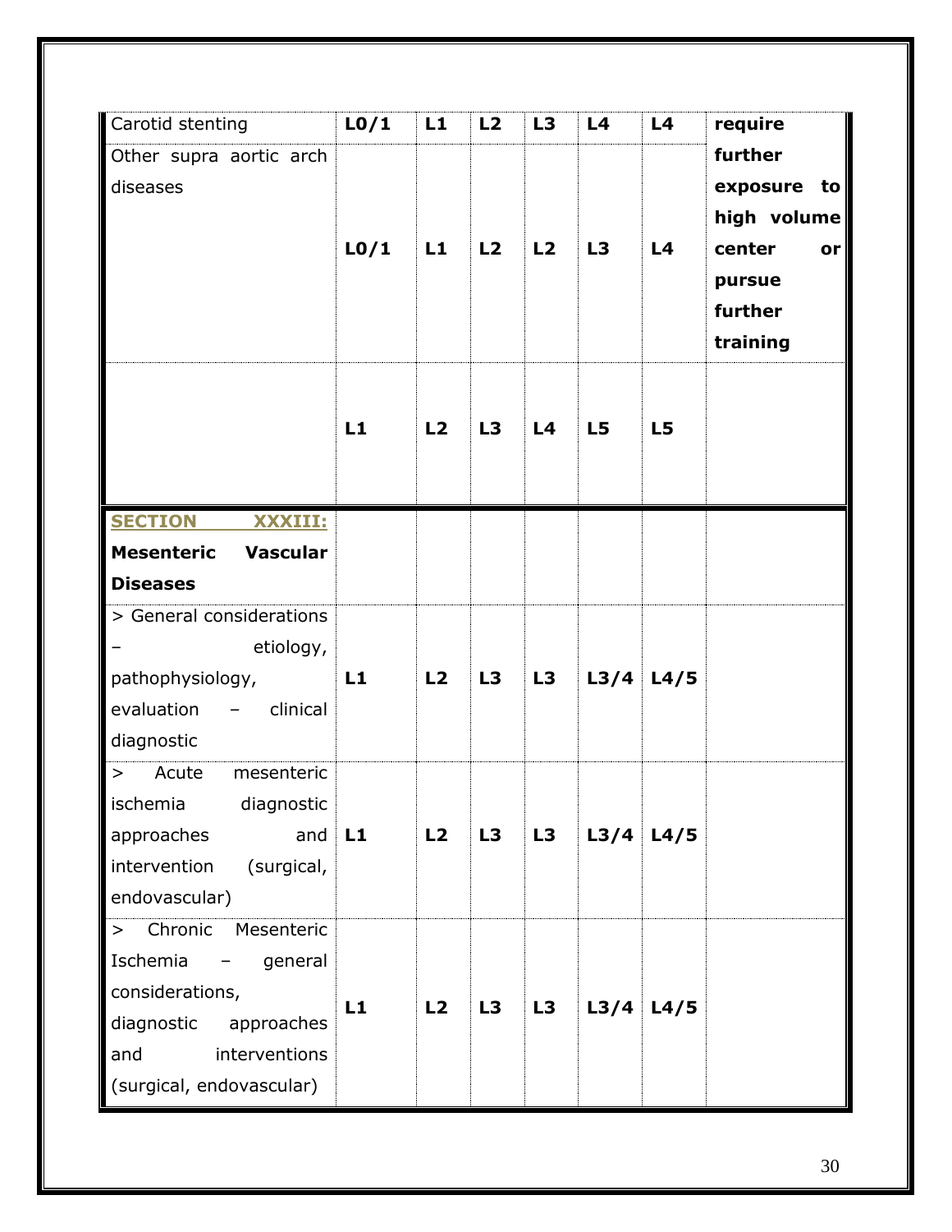| | | | | | | | |
|---|---|---|---|---|---|---|---|
| Carotid stenting | **L0/1** | **L1** | **L2** | **L3** | **L4** | **L4** | **require further exposure to high volume center or pursue further training** |
| Other supra aortic arch diseases | **L0/1** | **L1** | **L2** | **L2** | **L3** | **L4** | |
| | **L1** | **L2** | **L3** | **L4** | **L5** | **L5** | |
| **SECTION XXXIII: Mesenteric Vascular Diseases** | | | | | | | |
| > General considerations – etiology, pathophysiology, evaluation – clinical diagnostic | **L1** | **L2** | **L3** | **L3** | **L3/4** | **L4/5** | |
| > Acute mesenteric ischemia diagnostic approaches and intervention (surgical, endovascular) | **L1** | **L2** | **L3** | **L3** | **L3/4** | **L4/5** | |
| > Chronic Mesenteric Ischemia – general considerations, diagnostic approaches and interventions (surgical, endovascular) | **L1** | **L2** | **L3** | **L3** | **L3/4** | **L4/5** | |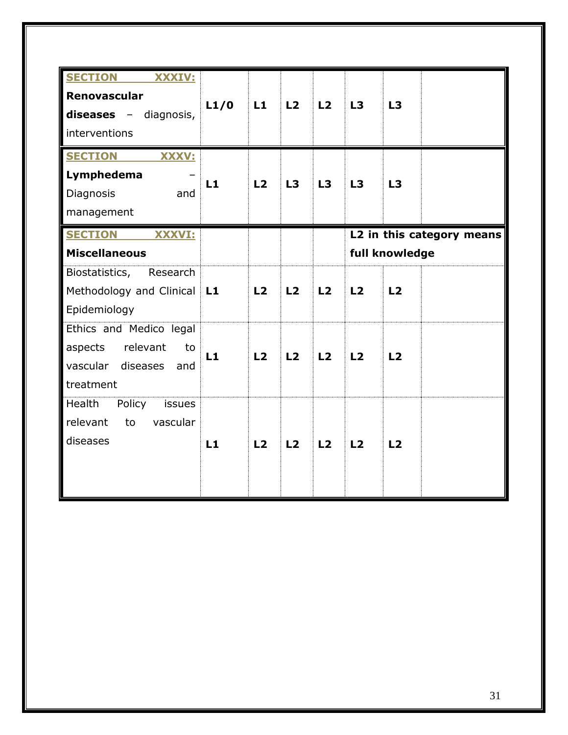| | | | | | | | |
|---|---|---|---|---|---|---|---|
| **SECTION XXXIV: Renovascular diseases** – diagnosis, interventions | **L1/0** | **L1** | **L2** | **L2** | **L3** | **L3** | |
| **SECTION XXXV: Lymphedema** – Diagnosis and management | **L1** | **L2** | **L3** | **L3** | **L3** | **L3** | |
| **SECTION XXXVI: Miscellaneous** | | | | | **L2 in this category means full knowledge** | | |
| Biostatistics, Research Methodology and Clinical Epidemiology | **L1** | **L2** | **L2** | **L2** | **L2** | **L2** | |
| Ethics and Medico legal aspects relevant to vascular diseases and treatment | **L1** | **L2** | **L2** | **L2** | **L2** | **L2** | |
| Health Policy issues relevant to vascular diseases | **L1** | **L2** | **L2** | **L2** | **L2** | **L2** | |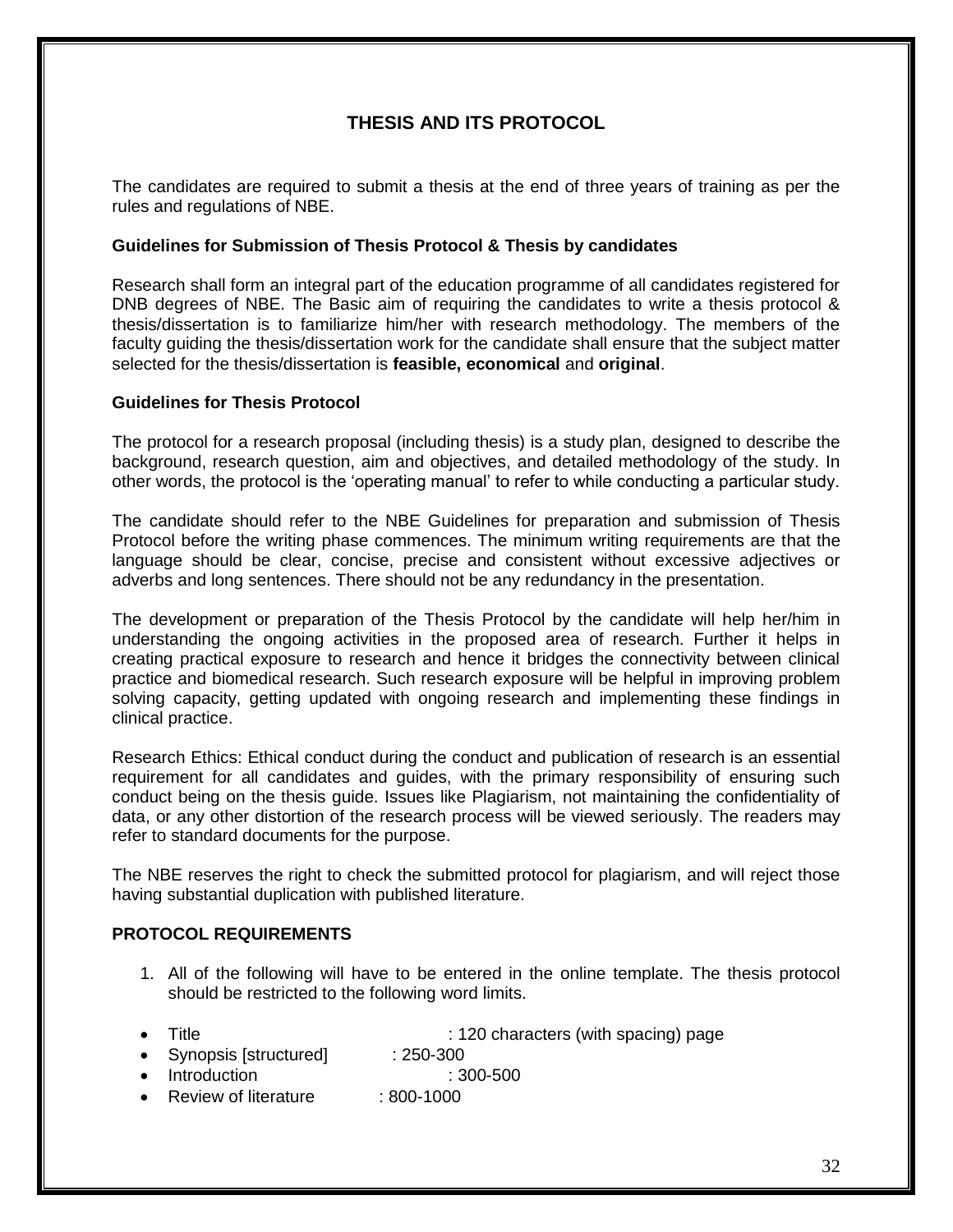# THESIS AND ITS PROTOCOL

The candidates are required to submit a thesis at the end of three years of training as per the rules and regulations of NBE.

**Guidelines for Submission of Thesis Protocol & Thesis by candidates**

Research shall form an integral part of the education programme of all candidates registered for DNB degrees of NBE. The Basic aim of requiring the candidates to write a thesis protocol & thesis/dissertation is to familiarize him/her with research methodology. The members of the faculty guiding the thesis/dissertation work for the candidate shall ensure that the subject matter selected for the thesis/dissertation is **feasible, economical** and **original**.

**Guidelines for Thesis Protocol**

The protocol for a research proposal (including thesis) is a study plan, designed to describe the background, research question, aim and objectives, and detailed methodology of the study. In other words, the protocol is the 'operating manual' to refer to while conducting a particular study.

The candidate should refer to the NBE Guidelines for preparation and submission of Thesis Protocol before the writing phase commences. The minimum writing requirements are that the language should be clear, concise, precise and consistent without excessive adjectives or adverbs and long sentences. There should not be any redundancy in the presentation.

The development or preparation of the Thesis Protocol by the candidate will help her/him in understanding the ongoing activities in the proposed area of research. Further it helps in creating practical exposure to research and hence it bridges the connectivity between clinical practice and biomedical research. Such research exposure will be helpful in improving problem solving capacity, getting updated with ongoing research and implementing these findings in clinical practice.

Research Ethics: Ethical conduct during the conduct and publication of research is an essential requirement for all candidates and guides, with the primary responsibility of ensuring such conduct being on the thesis guide. Issues like Plagiarism, not maintaining the confidentiality of data, or any other distortion of the research process will be viewed seriously. The readers may refer to standard documents for the purpose.

The NBE reserves the right to check the submitted protocol for plagiarism, and will reject those having substantial duplication with published literature.

**PROTOCOL REQUIREMENTS**

1. All of the following will have to be entered in the online template. The thesis protocol should be restricted to the following word limits.

- Title : 120 characters (with spacing) page
- Synopsis [structured] : 250-300
- Introduction : 300-500
- Review of literature : 800-1000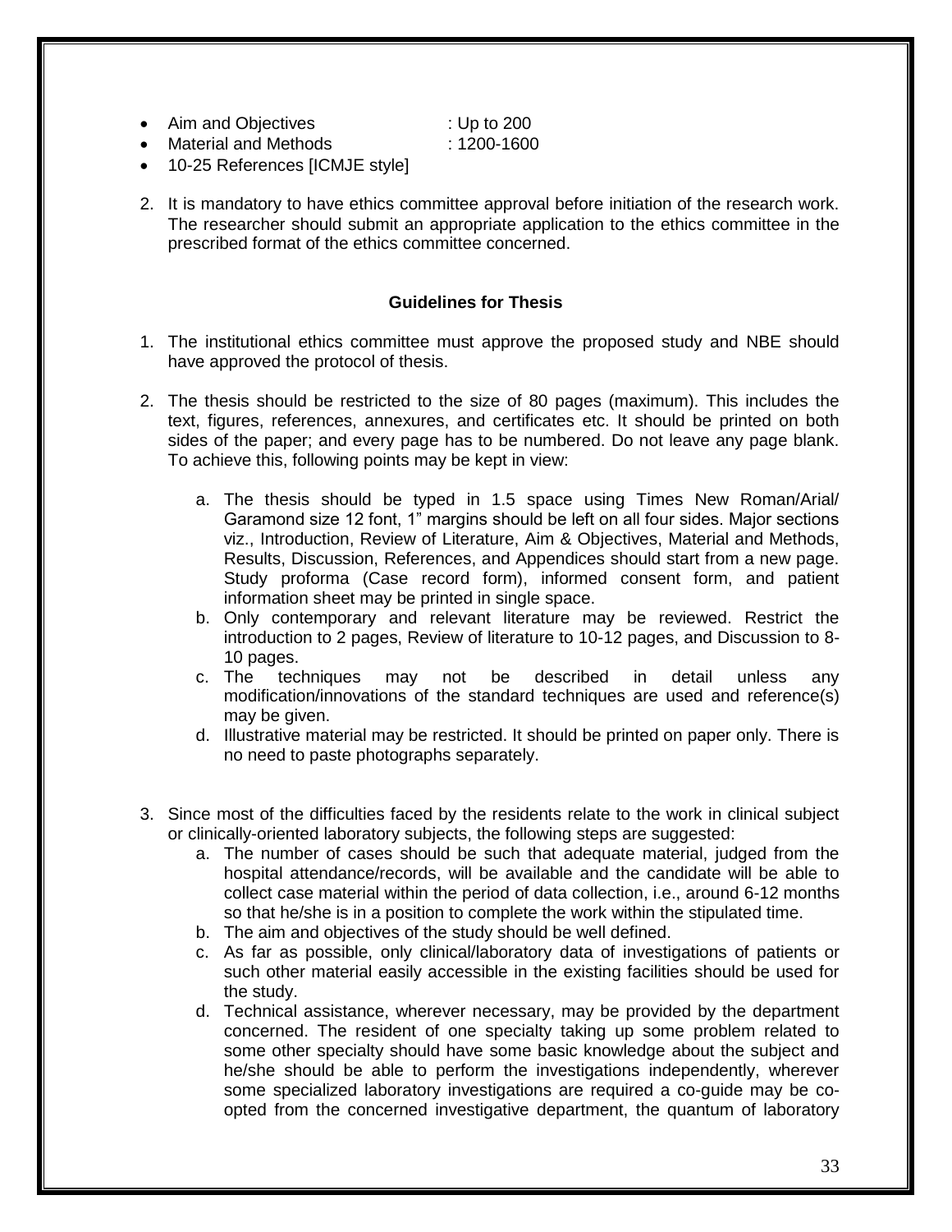- Aim and Objectives : Up to 200
- Material and Methods : 1200-1600
- 10-25 References [ICMJE style]

2. It is mandatory to have ethics committee approval before initiation of the research work. The researcher should submit an appropriate application to the ethics committee in the prescribed format of the ethics committee concerned.

**Guidelines for Thesis**

1. The institutional ethics committee must approve the proposed study and NBE should have approved the protocol of thesis.

2. The thesis should be restricted to the size of 80 pages (maximum). This includes the text, figures, references, annexures, and certificates etc. It should be printed on both sides of the paper; and every page has to be numbered. Do not leave any page blank. To achieve this, following points may be kept in view:

    a. The thesis should be typed in 1.5 space using Times New Roman/Arial/ Garamond size 12 font, 1" margins should be left on all four sides. Major sections viz., Introduction, Review of Literature, Aim & Objectives, Material and Methods, Results, Discussion, References, and Appendices should start from a new page. Study proforma (Case record form), informed consent form, and patient information sheet may be printed in single space.
    b. Only contemporary and relevant literature may be reviewed. Restrict the introduction to 2 pages, Review of literature to 10-12 pages, and Discussion to 8-10 pages.
    c. The techniques may not be described in detail unless any modification/innovations of the standard techniques are used and reference(s) may be given.
    d. Illustrative material may be restricted. It should be printed on paper only. There is no need to paste photographs separately.

3. Since most of the difficulties faced by the residents relate to the work in clinical subject or clinically-oriented laboratory subjects, the following steps are suggested:
    a. The number of cases should be such that adequate material, judged from the hospital attendance/records, will be available and the candidate will be able to collect case material within the period of data collection, i.e., around 6-12 months so that he/she is in a position to complete the work within the stipulated time.
    b. The aim and objectives of the study should be well defined.
    c. As far as possible, only clinical/laboratory data of investigations of patients or such other material easily accessible in the existing facilities should be used for the study.
    d. Technical assistance, wherever necessary, may be provided by the department concerned. The resident of one specialty taking up some problem related to some other specialty should have some basic knowledge about the subject and he/she should be able to perform the investigations independently, wherever some specialized laboratory investigations are required a co-guide may be co-opted from the concerned investigative department, the quantum of laboratory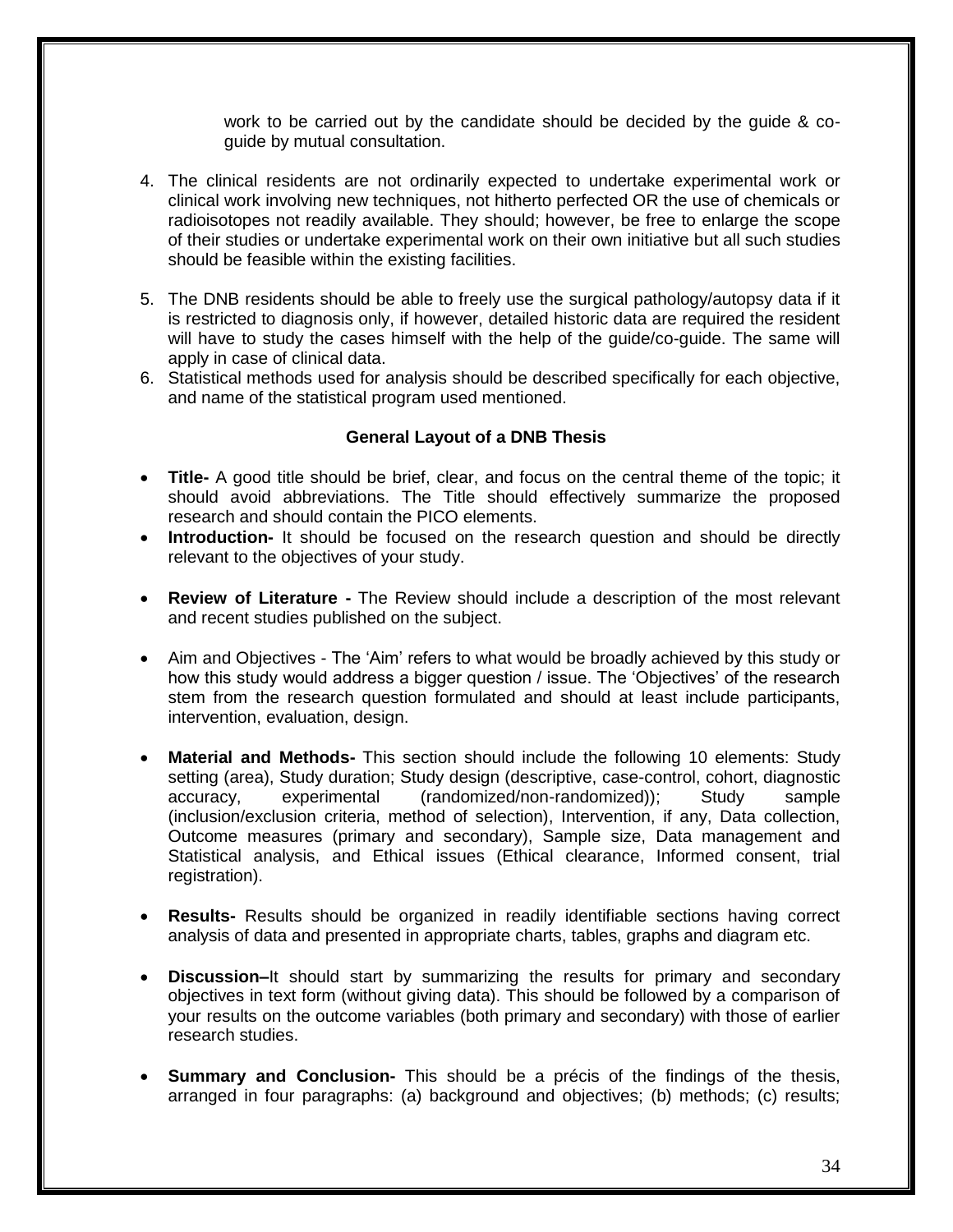work to be carried out by the candidate should be decided by the guide & co-guide by mutual consultation.

4. The clinical residents are not ordinarily expected to undertake experimental work or clinical work involving new techniques, not hitherto perfected OR the use of chemicals or radioisotopes not readily available. They should; however, be free to enlarge the scope of their studies or undertake experimental work on their own initiative but all such studies should be feasible within the existing facilities.
5. The DNB residents should be able to freely use the surgical pathology/autopsy data if it is restricted to diagnosis only, if however, detailed historic data are required the resident will have to study the cases himself with the help of the guide/co-guide. The same will apply in case of clinical data.
6. Statistical methods used for analysis should be described specifically for each objective, and name of the statistical program used mentioned.

### General Layout of a DNB Thesis

- **Title-** A good title should be brief, clear, and focus on the central theme of the topic; it should avoid abbreviations. The Title should effectively summarize the proposed research and should contain the PICO elements.
- **Introduction-** It should be focused on the research question and should be directly relevant to the objectives of your study.
- **Review of Literature -** The Review should include a description of the most relevant and recent studies published on the subject.
- Aim and Objectives - The 'Aim' refers to what would be broadly achieved by this study or how this study would address a bigger question / issue. The 'Objectives' of the research stem from the research question formulated and should at least include participants, intervention, evaluation, design.
- **Material and Methods-** This section should include the following 10 elements: Study setting (area), Study duration; Study design (descriptive, case-control, cohort, diagnostic accuracy, experimental (randomized/non-randomized)); Study sample (inclusion/exclusion criteria, method of selection), Intervention, if any, Data collection, Outcome measures (primary and secondary), Sample size, Data management and Statistical analysis, and Ethical issues (Ethical clearance, Informed consent, trial registration).
- **Results-** Results should be organized in readily identifiable sections having correct analysis of data and presented in appropriate charts, tables, graphs and diagram etc.
- **Discussion–**It should start by summarizing the results for primary and secondary objectives in text form (without giving data). This should be followed by a comparison of your results on the outcome variables (both primary and secondary) with those of earlier research studies.
- **Summary and Conclusion-** This should be a précis of the findings of the thesis, arranged in four paragraphs: (a) background and objectives; (b) methods; (c) results;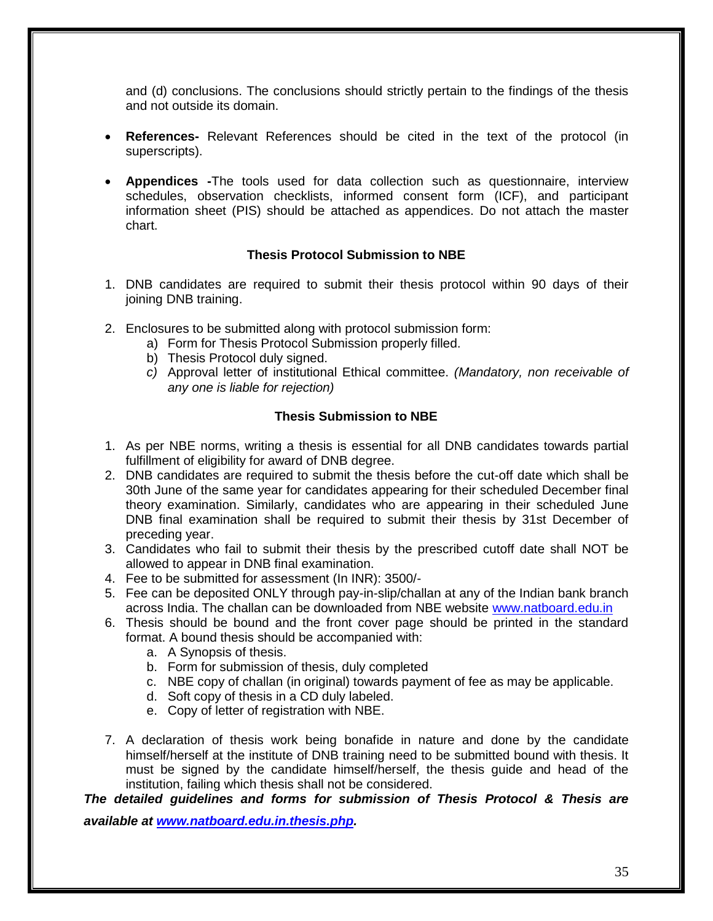and (d) conclusions. The conclusions should strictly pertain to the findings of the thesis and not outside its domain.

- **References-** Relevant References should be cited in the text of the protocol (in superscripts).
- **Appendices -**The tools used for data collection such as questionnaire, interview schedules, observation checklists, informed consent form (ICF), and participant information sheet (PIS) should be attached as appendices. Do not attach the master chart.

### Thesis Protocol Submission to NBE

1. DNB candidates are required to submit their thesis protocol within 90 days of their joining DNB training.
2. Enclosures to be submitted along with protocol submission form:
   a) Form for Thesis Protocol Submission properly filled.
   b) Thesis Protocol duly signed.
   c) Approval letter of institutional Ethical committee. *(Mandatory, non receivable of any one is liable for rejection)*

### Thesis Submission to NBE

1. As per NBE norms, writing a thesis is essential for all DNB candidates towards partial fulfillment of eligibility for award of DNB degree.
2. DNB candidates are required to submit the thesis before the cut-off date which shall be 30th June of the same year for candidates appearing for their scheduled December final theory examination. Similarly, candidates who are appearing in their scheduled June DNB final examination shall be required to submit their thesis by 31st December of preceding year.
3. Candidates who fail to submit their thesis by the prescribed cutoff date shall NOT be allowed to appear in DNB final examination.
4. Fee to be submitted for assessment (In INR): 3500/-
5. Fee can be deposited ONLY through pay-in-slip/challan at any of the Indian bank branch across India. The challan can be downloaded from NBE website www.natboard.edu.in
6. Thesis should be bound and the front cover page should be printed in the standard format. A bound thesis should be accompanied with:
   a. A Synopsis of thesis.
   b. Form for submission of thesis, duly completed
   c. NBE copy of challan (in original) towards payment of fee as may be applicable.
   d. Soft copy of thesis in a CD duly labeled.
   e. Copy of letter of registration with NBE.
7. A declaration of thesis work being bonafide in nature and done by the candidate himself/herself at the institute of DNB training need to be submitted bound with thesis. It must be signed by the candidate himself/herself, the thesis guide and head of the institution, failing which thesis shall not be considered.

***The detailed guidelines and forms for submission of Thesis Protocol & Thesis are available at www.natboard.edu.in.thesis.php.***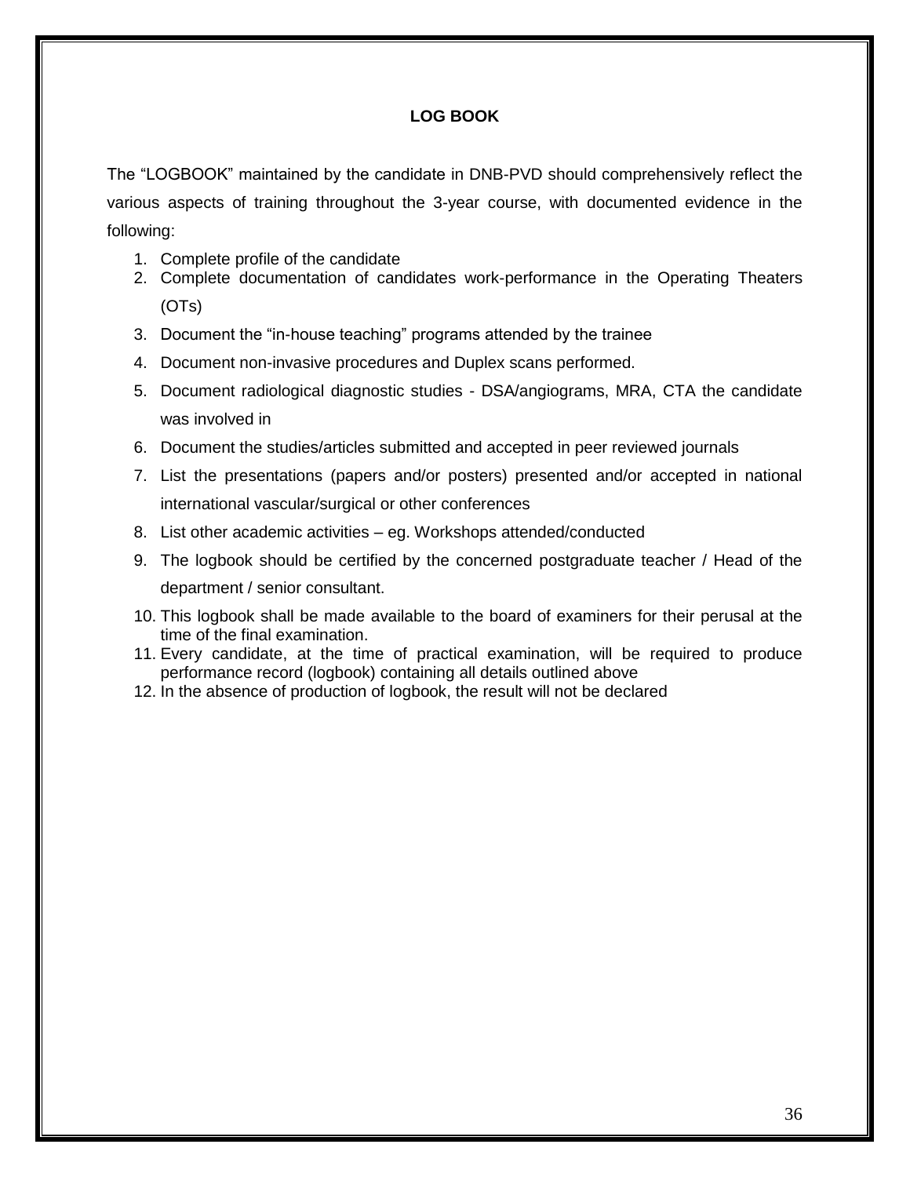# LOG BOOK

The "LOGBOOK" maintained by the candidate in DNB-PVD should comprehensively reflect the various aspects of training throughout the 3-year course, with documented evidence in the following:

1. Complete profile of the candidate
2. Complete documentation of candidates work-performance in the Operating Theaters (OTs)
3. Document the "in-house teaching" programs attended by the trainee
4. Document non-invasive procedures and Duplex scans performed.
5. Document radiological diagnostic studies - DSA/angiograms, MRA, CTA the candidate was involved in
6. Document the studies/articles submitted and accepted in peer reviewed journals
7. List the presentations (papers and/or posters) presented and/or accepted in national international vascular/surgical or other conferences
8. List other academic activities – eg. Workshops attended/conducted
9. The logbook should be certified by the concerned postgraduate teacher / Head of the department / senior consultant.
10. This logbook shall be made available to the board of examiners for their perusal at the time of the final examination.
11. Every candidate, at the time of practical examination, will be required to produce performance record (logbook) containing all details outlined above
12. In the absence of production of logbook, the result will not be declared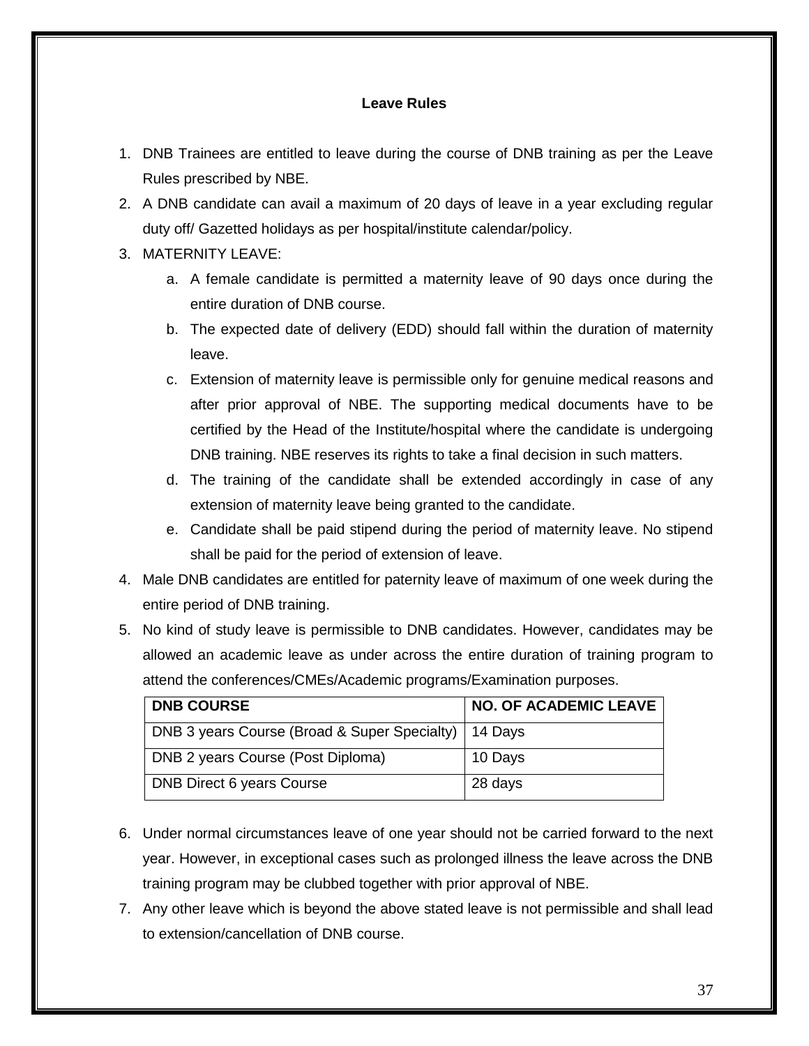## Leave Rules

1. DNB Trainees are entitled to leave during the course of DNB training as per the Leave Rules prescribed by NBE.
2. A DNB candidate can avail a maximum of 20 days of leave in a year excluding regular duty off/ Gazetted holidays as per hospital/institute calendar/policy.
3. MATERNITY LEAVE:
   a. A female candidate is permitted a maternity leave of 90 days once during the entire duration of DNB course.
   b. The expected date of delivery (EDD) should fall within the duration of maternity leave.
   c. Extension of maternity leave is permissible only for genuine medical reasons and after prior approval of NBE. The supporting medical documents have to be certified by the Head of the Institute/hospital where the candidate is undergoing DNB training. NBE reserves its rights to take a final decision in such matters.
   d. The training of the candidate shall be extended accordingly in case of any extension of maternity leave being granted to the candidate.
   e. Candidate shall be paid stipend during the period of maternity leave. No stipend shall be paid for the period of extension of leave.
4. Male DNB candidates are entitled for paternity leave of maximum of one week during the entire period of DNB training.
5. No kind of study leave is permissible to DNB candidates. However, candidates may be allowed an academic leave as under across the entire duration of training program to attend the conferences/CMEs/Academic programs/Examination purposes.

| DNB COURSE | NO. OF ACADEMIC LEAVE |
|---|---|
| DNB 3 years Course (Broad & Super Specialty) | 14 Days |
| DNB 2 years Course (Post Diploma) | 10 Days |
| DNB Direct 6 years Course | 28 days |

6. Under normal circumstances leave of one year should not be carried forward to the next year. However, in exceptional cases such as prolonged illness the leave across the DNB training program may be clubbed together with prior approval of NBE.
7. Any other leave which is beyond the above stated leave is not permissible and shall lead to extension/cancellation of DNB course.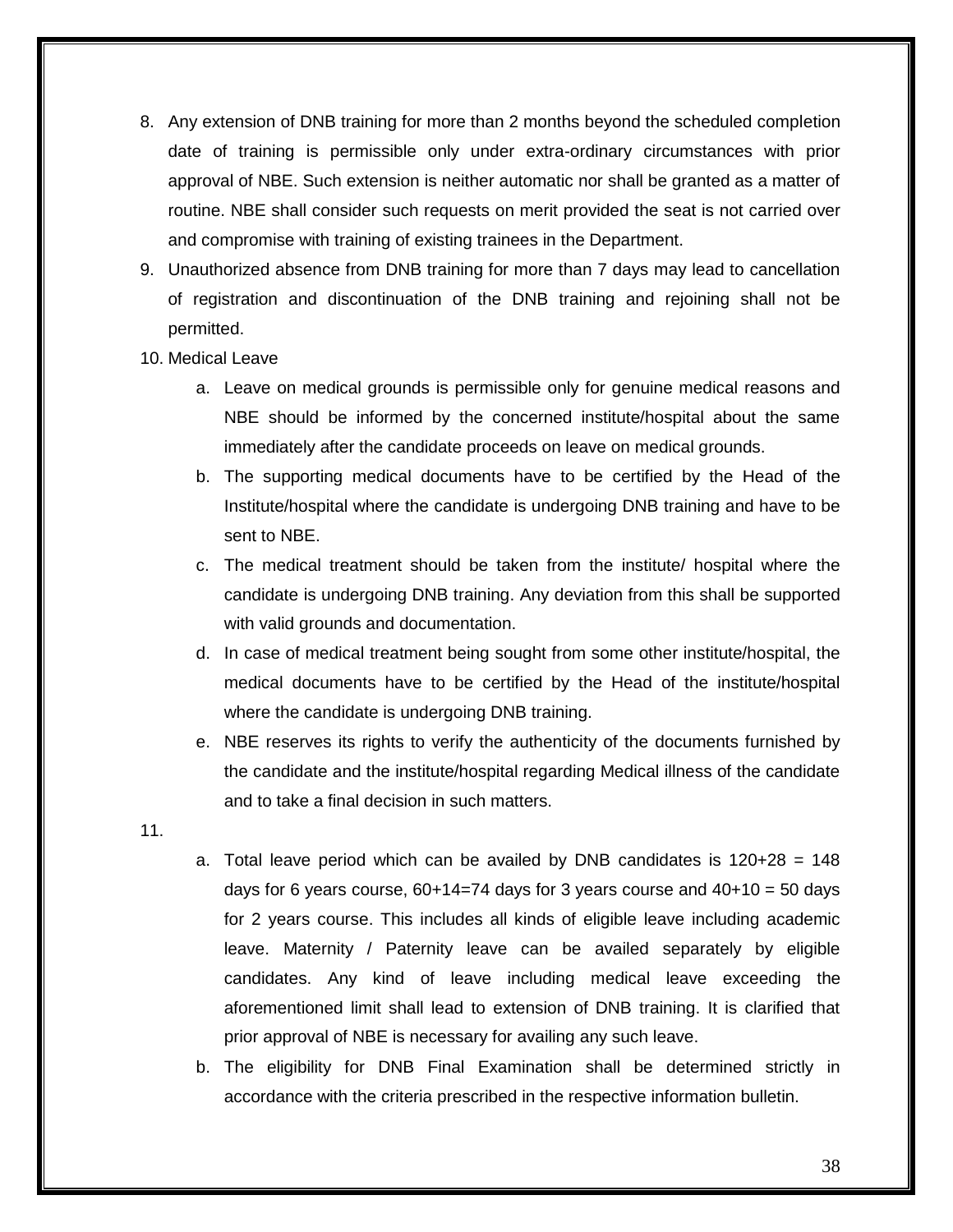8. Any extension of DNB training for more than 2 months beyond the scheduled completion date of training is permissible only under extra-ordinary circumstances with prior approval of NBE. Such extension is neither automatic nor shall be granted as a matter of routine. NBE shall consider such requests on merit provided the seat is not carried over and compromise with training of existing trainees in the Department.
9. Unauthorized absence from DNB training for more than 7 days may lead to cancellation of registration and discontinuation of the DNB training and rejoining shall not be permitted.
10. Medical Leave
    a. Leave on medical grounds is permissible only for genuine medical reasons and NBE should be informed by the concerned institute/hospital about the same immediately after the candidate proceeds on leave on medical grounds.
    b. The supporting medical documents have to be certified by the Head of the Institute/hospital where the candidate is undergoing DNB training and have to be sent to NBE.
    c. The medical treatment should be taken from the institute/ hospital where the candidate is undergoing DNB training. Any deviation from this shall be supported with valid grounds and documentation.
    d. In case of medical treatment being sought from some other institute/hospital, the medical documents have to be certified by the Head of the institute/hospital where the candidate is undergoing DNB training.
    e. NBE reserves its rights to verify the authenticity of the documents furnished by the candidate and the institute/hospital regarding Medical illness of the candidate and to take a final decision in such matters.
11.
    a. Total leave period which can be availed by DNB candidates is 120+28 = 148 days for 6 years course, 60+14=74 days for 3 years course and 40+10 = 50 days for 2 years course. This includes all kinds of eligible leave including academic leave. Maternity / Paternity leave can be availed separately by eligible candidates. Any kind of leave including medical leave exceeding the aforementioned limit shall lead to extension of DNB training. It is clarified that prior approval of NBE is necessary for availing any such leave.
    b. The eligibility for DNB Final Examination shall be determined strictly in accordance with the criteria prescribed in the respective information bulletin.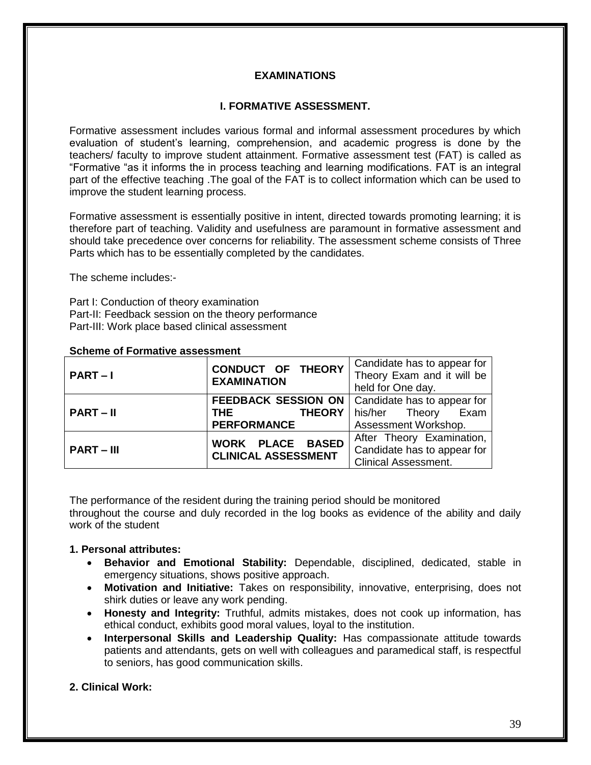## EXAMINATIONS

### I. FORMATIVE ASSESSMENT.

Formative assessment includes various formal and informal assessment procedures by which evaluation of student's learning, comprehension, and academic progress is done by the teachers/ faculty to improve student attainment. Formative assessment test (FAT) is called as "Formative "as it informs the in process teaching and learning modifications. FAT is an integral part of the effective teaching .The goal of the FAT is to collect information which can be used to improve the student learning process.

Formative assessment is essentially positive in intent, directed towards promoting learning; it is therefore part of teaching. Validity and usefulness are paramount in formative assessment and should take precedence over concerns for reliability. The assessment scheme consists of Three Parts which has to be essentially completed by the candidates.

The scheme includes:-

Part I: Conduction of theory examination
Part-II: Feedback session on the theory performance
Part-III: Work place based clinical assessment

**Scheme of Formative assessment**

| | | |
|---|---|---|
| **PART – I** | **CONDUCT OF THEORY EXAMINATION** | Candidate has to appear for Theory Exam and it will be held for One day. |
| **PART – II** | **FEEDBACK SESSION ON THE THEORY PERFORMANCE** | Candidate has to appear for his/her Theory Exam Assessment Workshop. |
| **PART – III** | **WORK PLACE BASED CLINICAL ASSESSMENT** | After Theory Examination, Candidate has to appear for Clinical Assessment. |

The performance of the resident during the training period should be monitored throughout the course and duly recorded in the log books as evidence of the ability and daily work of the student

**1. Personal attributes:**

- **Behavior and Emotional Stability:** Dependable, disciplined, dedicated, stable in emergency situations, shows positive approach.
- **Motivation and Initiative:** Takes on responsibility, innovative, enterprising, does not shirk duties or leave any work pending.
- **Honesty and Integrity:** Truthful, admits mistakes, does not cook up information, has ethical conduct, exhibits good moral values, loyal to the institution.
- **Interpersonal Skills and Leadership Quality:** Has compassionate attitude towards patients and attendants, gets on well with colleagues and paramedical staff, is respectful to seniors, has good communication skills.

**2. Clinical Work:**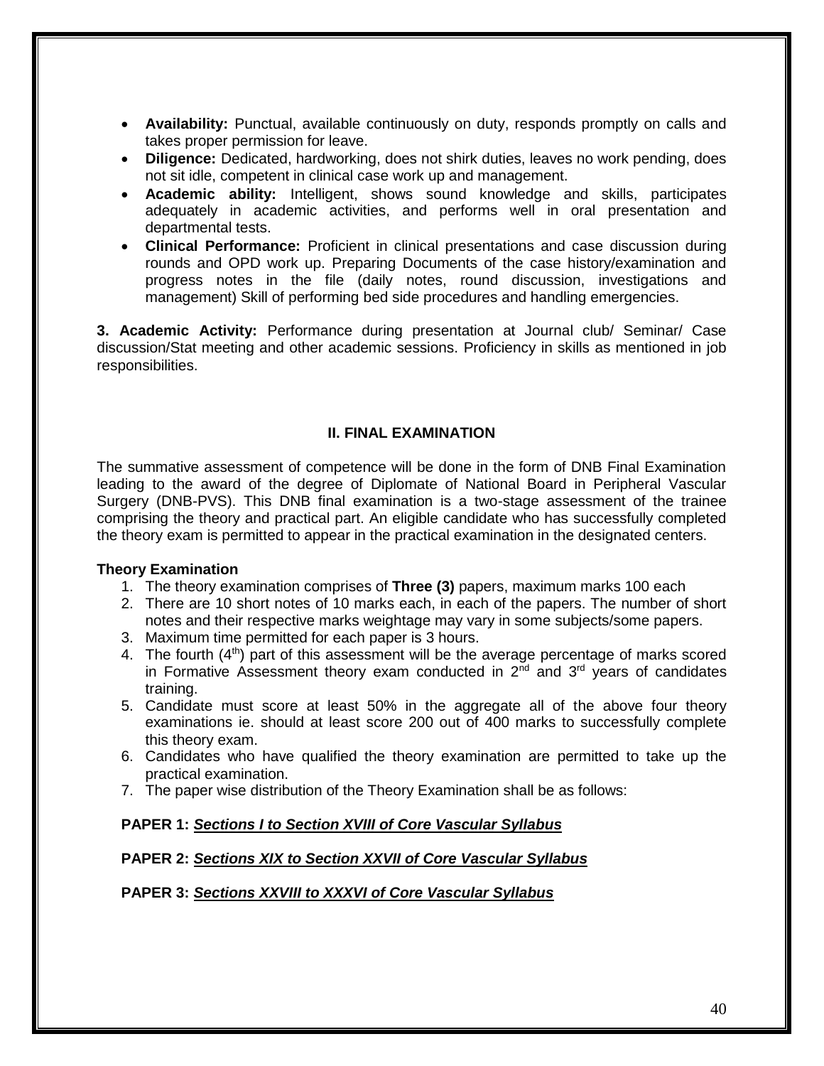- **Availability:** Punctual, available continuously on duty, responds promptly on calls and takes proper permission for leave.
- **Diligence:** Dedicated, hardworking, does not shirk duties, leaves no work pending, does not sit idle, competent in clinical case work up and management.
- **Academic ability:** Intelligent, shows sound knowledge and skills, participates adequately in academic activities, and performs well in oral presentation and departmental tests.
- **Clinical Performance:** Proficient in clinical presentations and case discussion during rounds and OPD work up. Preparing Documents of the case history/examination and progress notes in the file (daily notes, round discussion, investigations and management) Skill of performing bed side procedures and handling emergencies.

**3. Academic Activity:** Performance during presentation at Journal club/ Seminar/ Case discussion/Stat meeting and other academic sessions. Proficiency in skills as mentioned in job responsibilities.

## II. FINAL EXAMINATION

The summative assessment of competence will be done in the form of DNB Final Examination leading to the award of the degree of Diplomate of National Board in Peripheral Vascular Surgery (DNB-PVS). This DNB final examination is a two-stage assessment of the trainee comprising the theory and practical part. An eligible candidate who has successfully completed the theory exam is permitted to appear in the practical examination in the designated centers.

### Theory Examination

1. The theory examination comprises of **Three (3)** papers, maximum marks 100 each
2. There are 10 short notes of 10 marks each, in each of the papers. The number of short notes and their respective marks weightage may vary in some subjects/some papers.
3. Maximum time permitted for each paper is 3 hours.
4. The fourth (4th) part of this assessment will be the average percentage of marks scored in Formative Assessment theory exam conducted in 2nd and 3rd years of candidates training.
5. Candidate must score at least 50% in the aggregate all of the above four theory examinations ie. should at least score 200 out of 400 marks to successfully complete this theory exam.
6. Candidates who have qualified the theory examination are permitted to take up the practical examination.
7. The paper wise distribution of the Theory Examination shall be as follows:

**PAPER 1:** ***Sections I to Section XVIII of Core Vascular Syllabus***

**PAPER 2:** ***Sections XIX to Section XXVII of Core Vascular Syllabus***

**PAPER 3:** ***Sections XXVIII to XXXVI of Core Vascular Syllabus***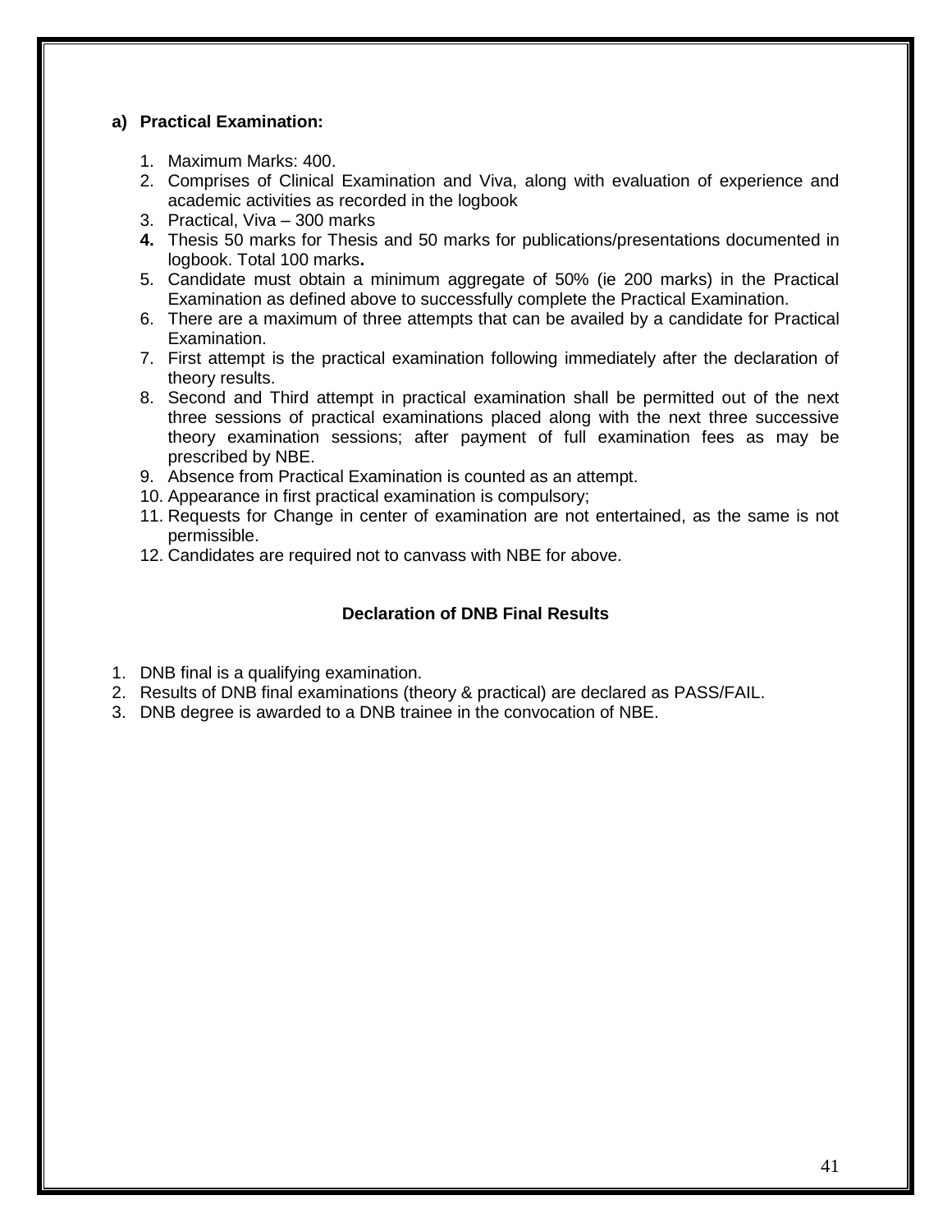**a) Practical Examination:**

1. Maximum Marks: 400.
2. Comprises of Clinical Examination and Viva, along with evaluation of experience and academic activities as recorded in the logbook
3. Practical, Viva – 300 marks
4. Thesis 50 marks for Thesis and 50 marks for publications/presentations documented in logbook. Total 100 marks**.**
5. Candidate must obtain a minimum aggregate of 50% (ie 200 marks) in the Practical Examination as defined above to successfully complete the Practical Examination.
6. There are a maximum of three attempts that can be availed by a candidate for Practical Examination.
7. First attempt is the practical examination following immediately after the declaration of theory results.
8. Second and Third attempt in practical examination shall be permitted out of the next three sessions of practical examinations placed along with the next three successive theory examination sessions; after payment of full examination fees as may be prescribed by NBE.
9. Absence from Practical Examination is counted as an attempt.
10. Appearance in first practical examination is compulsory;
11. Requests for Change in center of examination are not entertained, as the same is not permissible.
12. Candidates are required not to canvass with NBE for above.

## Declaration of DNB Final Results

1. DNB final is a qualifying examination.
2. Results of DNB final examinations (theory & practical) are declared as PASS/FAIL.
3. DNB degree is awarded to a DNB trainee in the convocation of NBE.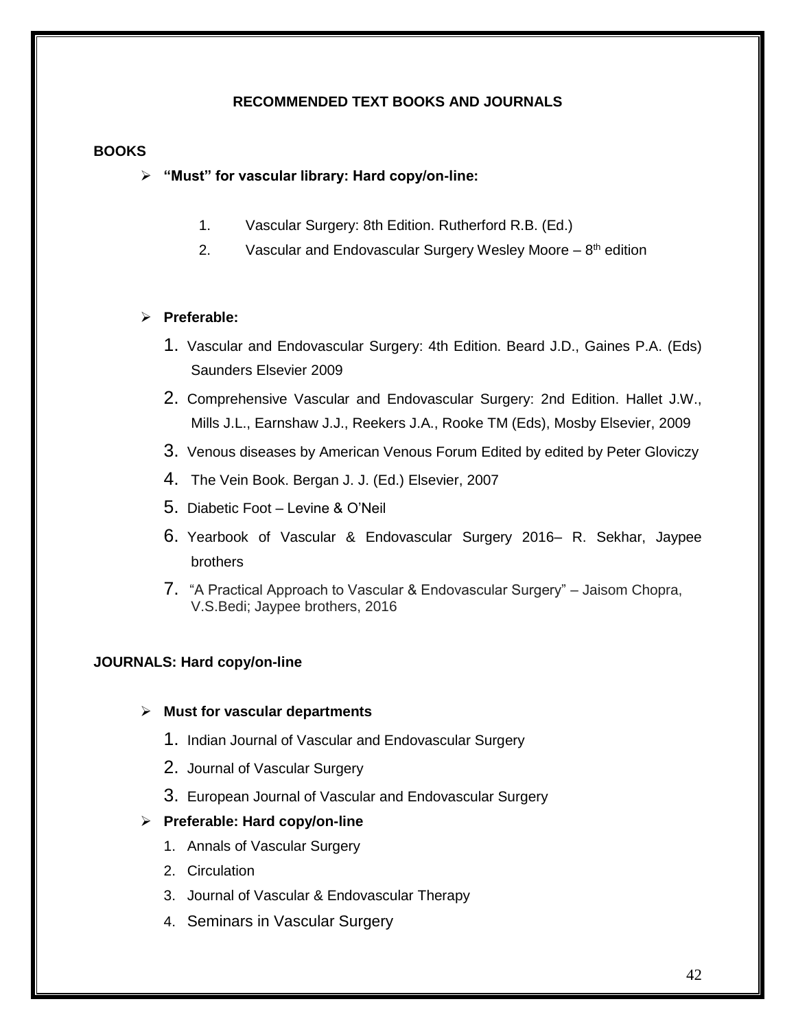## RECOMMENDED TEXT BOOKS AND JOURNALS

### BOOKS

- **"Must" for vascular library: Hard copy/on-line:**

  1. Vascular Surgery: 8th Edition. Rutherford R.B. (Ed.)
  2. Vascular and Endovascular Surgery Wesley Moore – 8th edition

- **Preferable:**

  1. Vascular and Endovascular Surgery: 4th Edition. Beard J.D., Gaines P.A. (Eds) Saunders Elsevier 2009
  2. Comprehensive Vascular and Endovascular Surgery: 2nd Edition. Hallet J.W., Mills J.L., Earnshaw J.J., Reekers J.A., Rooke TM (Eds), Mosby Elsevier, 2009
  3. Venous diseases by American Venous Forum Edited by edited by Peter Gloviczy
  4. The Vein Book. Bergan J. J. (Ed.) Elsevier, 2007
  5. Diabetic Foot – Levine & O'Neil
  6. Yearbook of Vascular & Endovascular Surgery 2016– R. Sekhar, Jaypee brothers
  7. "A Practical Approach to Vascular & Endovascular Surgery" – Jaisom Chopra, V.S.Bedi; Jaypee brothers, 2016

### JOURNALS: Hard copy/on-line

- **Must for vascular departments**

  1. Indian Journal of Vascular and Endovascular Surgery
  2. Journal of Vascular Surgery
  3. European Journal of Vascular and Endovascular Surgery

- **Preferable: Hard copy/on-line**

  1. Annals of Vascular Surgery
  2. Circulation
  3. Journal of Vascular & Endovascular Therapy
  4. Seminars in Vascular Surgery